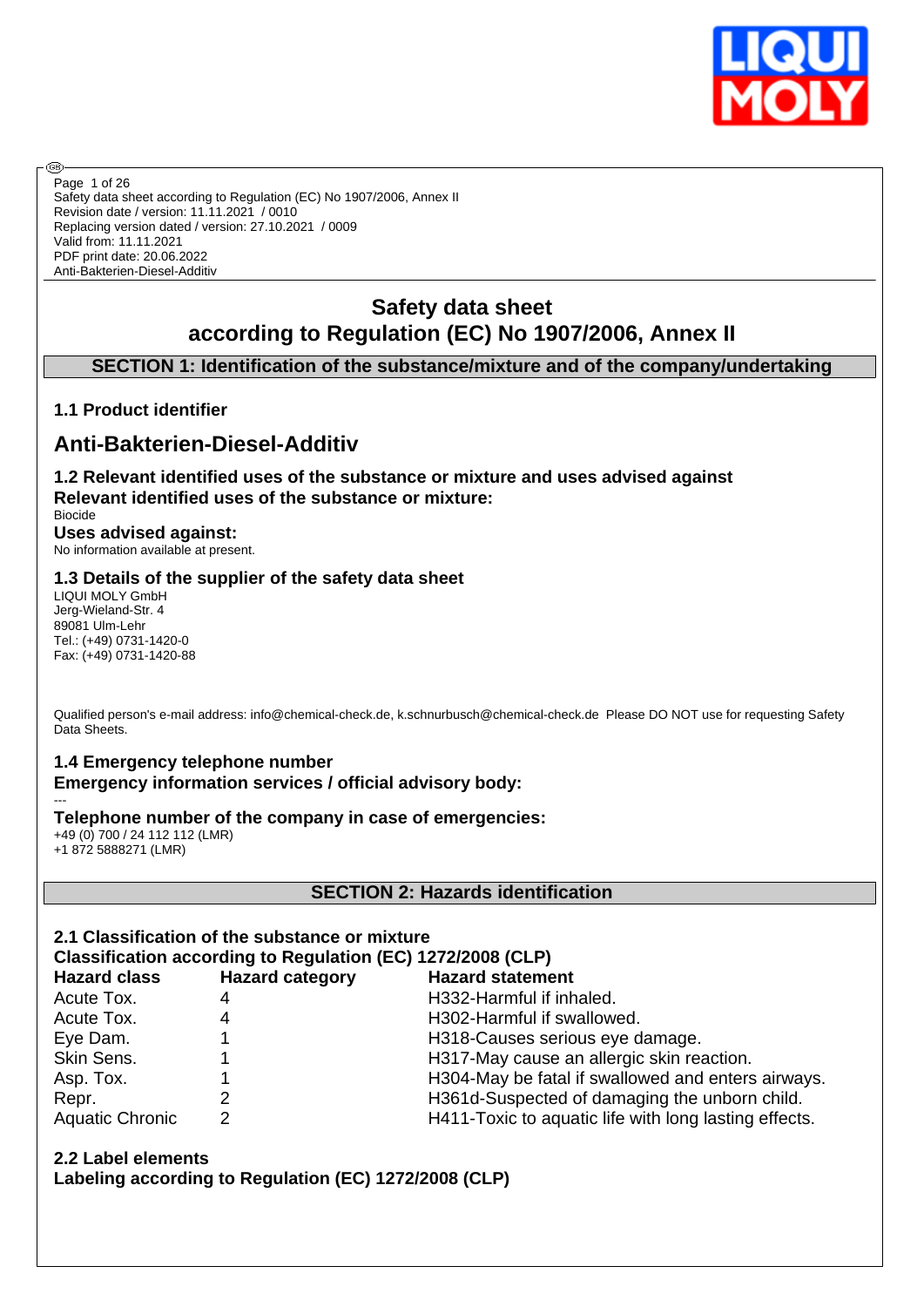Safety data sheet according to Regulation (EC) No 1907/2006, Annex II
Revision date / version: 11.11.2021 / 0010
Replacing version dated / version: 27.10.2021 / 0009
Valid from: 11.11.2021
PDF print date: 20.06.2022
Anti-Bakterien-Diesel-Additiv

# Safety data sheet according to Regulation (EC) No 1907/2006, Annex II

## SECTION 1: Identification of the substance/mixture and of the company/undertaking

### 1.1 Product identifier

## Anti-Bakterien-Diesel-Additiv

### 1.2 Relevant identified uses of the substance or mixture and uses advised against

**Relevant identified uses of the substance or mixture:**

Biocide

**Uses advised against:**

No information available at present.

### 1.3 Details of the supplier of the safety data sheet

LIQUI MOLY GmbH
Jerg-Wieland-Str. 4
89081 Ulm-Lehr
Tel.: (+49) 0731-1420-0
Fax: (+49) 0731-1420-88

Qualified person's e-mail address: info@chemical-check.de, k.schnurbusch@chemical-check.de Please DO NOT use for requesting Safety Data Sheets.

### 1.4 Emergency telephone number

**Emergency information services / official advisory body:**

---

**Telephone number of the company in case of emergencies:**

+49 (0) 700 / 24 112 112 (LMR)
+1 872 5888271 (LMR)

## SECTION 2: Hazards identification

### 2.1 Classification of the substance or mixture

**Classification according to Regulation (EC) 1272/2008 (CLP)**

| Hazard class | Hazard category | Hazard statement |
|---|---|---|
| Acute Tox. | 4 | H332-Harmful if inhaled. |
| Acute Tox. | 4 | H302-Harmful if swallowed. |
| Eye Dam. | 1 | H318-Causes serious eye damage. |
| Skin Sens. | 1 | H317-May cause an allergic skin reaction. |
| Asp. Tox. | 1 | H304-May be fatal if swallowed and enters airways. |
| Repr. | 2 | H361d-Suspected of damaging the unborn child. |
| Aquatic Chronic | 2 | H411-Toxic to aquatic life with long lasting effects. |

### 2.2 Label elements

**Labeling according to Regulation (EC) 1272/2008 (CLP)**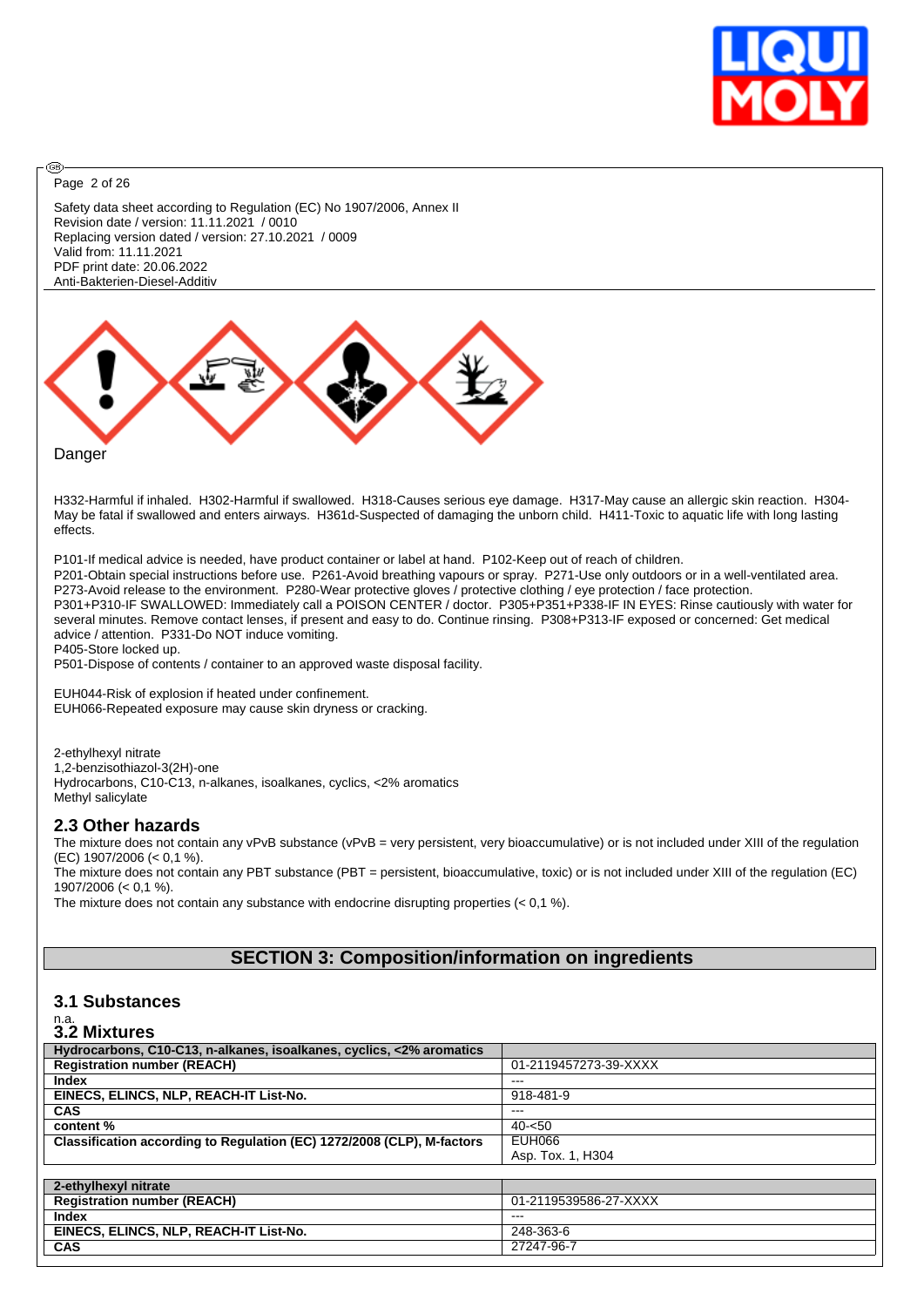Safety data sheet according to Regulation (EC) No 1907/2006, Annex II
Revision date / version: 11.11.2021 / 0010
Replacing version dated / version: 27.10.2021 / 0009
Valid from: 11.11.2021
PDF print date: 20.06.2022
Anti-Bakterien-Diesel-Additiv

Danger

H332-Harmful if inhaled. H302-Harmful if swallowed. H318-Causes serious eye damage. H317-May cause an allergic skin reaction. H304-May be fatal if swallowed and enters airways. H361d-Suspected of damaging the unborn child. H411-Toxic to aquatic life with long lasting effects.

P101-If medical advice is needed, have product container or label at hand. P102-Keep out of reach of children.
P201-Obtain special instructions before use. P261-Avoid breathing vapours or spray. P271-Use only outdoors or in a well-ventilated area.
P273-Avoid release to the environment. P280-Wear protective gloves / protective clothing / eye protection / face protection.
P301+P310-IF SWALLOWED: Immediately call a POISON CENTER / doctor. P305+P351+P338-IF IN EYES: Rinse cautiously with water for several minutes. Remove contact lenses, if present and easy to do. Continue rinsing. P308+P313-IF exposed or concerned: Get medical advice / attention. P331-Do NOT induce vomiting.
P405-Store locked up.
P501-Dispose of contents / container to an approved waste disposal facility.

EUH044-Risk of explosion if heated under confinement.
EUH066-Repeated exposure may cause skin dryness or cracking.

2-ethylhexyl nitrate
1,2-benzisothiazol-3(2H)-one
Hydrocarbons, C10-C13, n-alkanes, isoalkanes, cyclics, <2% aromatics
Methyl salicylate

## 2.3 Other hazards

The mixture does not contain any vPvB substance (vPvB = very persistent, very bioaccumulative) or is not included under XIII of the regulation (EC) 1907/2006 (< 0,1 %).
The mixture does not contain any PBT substance (PBT = persistent, bioaccumulative, toxic) or is not included under XIII of the regulation (EC) 1907/2006 (< 0,1 %).
The mixture does not contain any substance with endocrine disrupting properties (< 0,1 %).

# SECTION 3: Composition/information on ingredients

## 3.1 Substances

n.a.

## 3.2 Mixtures

| Hydrocarbons, C10-C13, n-alkanes, isoalkanes, cyclics, <2% aromatics | |
|---|---|
| Registration number (REACH) | 01-2119457273-39-XXXX |
| Index | --- |
| EINECS, ELINCS, NLP, REACH-IT List-No. | 918-481-9 |
| CAS | --- |
| content % | 40-<50 |
| Classification according to Regulation (EC) 1272/2008 (CLP), M-factors | EUH066<br>Asp. Tox. 1, H304 |

| 2-ethylhexyl nitrate | |
|---|---|
| Registration number (REACH) | 01-2119539586-27-XXXX |
| Index | --- |
| EINECS, ELINCS, NLP, REACH-IT List-No. | 248-363-6 |
| CAS | 27247-96-7 |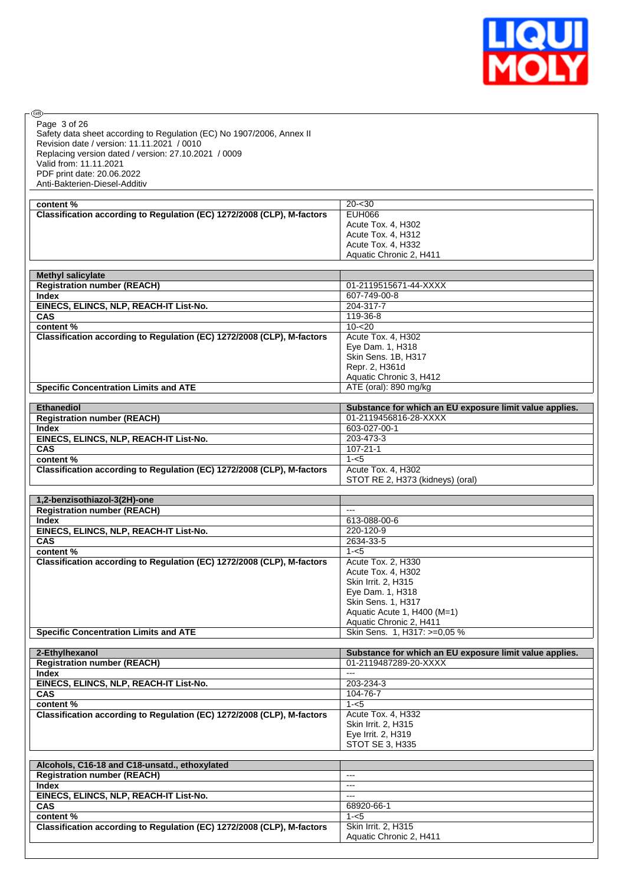| content % | 20-<30 |
|---|---|
| Classification according to Regulation (EC) 1272/2008 (CLP), M-factors | EUH066<br>Acute Tox. 4, H302<br>Acute Tox. 4, H312<br>Acute Tox. 4, H332<br>Aquatic Chronic 2, H411 |

| Methyl salicylate | |
|---|---|
| Registration number (REACH) | 01-2119515671-44-XXXX |
| Index | 607-749-00-8 |
| EINECS, ELINCS, NLP, REACH-IT List-No. | 204-317-7 |
| CAS | 119-36-8 |
| content % | 10-<20 |
| Classification according to Regulation (EC) 1272/2008 (CLP), M-factors | Acute Tox. 4, H302<br>Eye Dam. 1, H318<br>Skin Sens. 1B, H317<br>Repr. 2, H361d<br>Aquatic Chronic 3, H412 |
| Specific Concentration Limits and ATE | ATE (oral): 890 mg/kg |

| Ethanediol | Substance for which an EU exposure limit value applies. |
|---|---|
| Registration number (REACH) | 01-2119456816-28-XXXX |
| Index | 603-027-00-1 |
| EINECS, ELINCS, NLP, REACH-IT List-No. | 203-473-3 |
| CAS | 107-21-1 |
| content % | 1-<5 |
| Classification according to Regulation (EC) 1272/2008 (CLP), M-factors | Acute Tox. 4, H302<br>STOT RE 2, H373 (kidneys) (oral) |

| 1,2-benzisothiazol-3(2H)-one | |
|---|---|
| Registration number (REACH) | --- |
| Index | 613-088-00-6 |
| EINECS, ELINCS, NLP, REACH-IT List-No. | 220-120-9 |
| CAS | 2634-33-5 |
| content % | 1-<5 |
| Classification according to Regulation (EC) 1272/2008 (CLP), M-factors | Acute Tox. 2, H330<br>Acute Tox. 4, H302<br>Skin Irrit. 2, H315<br>Eye Dam. 1, H318<br>Skin Sens. 1, H317<br>Aquatic Acute 1, H400 (M=1)<br>Aquatic Chronic 2, H411 |
| Specific Concentration Limits and ATE | Skin Sens. 1, H317: >=0,05 % |

| 2-Ethylhexanol | Substance for which an EU exposure limit value applies. |
|---|---|
| Registration number (REACH) | 01-2119487289-20-XXXX |
| Index | --- |
| EINECS, ELINCS, NLP, REACH-IT List-No. | 203-234-3 |
| CAS | 104-76-7 |
| content % | 1-<5 |
| Classification according to Regulation (EC) 1272/2008 (CLP), M-factors | Acute Tox. 4, H332<br>Skin Irrit. 2, H315<br>Eye Irrit. 2, H319<br>STOT SE 3, H335 |

| Alcohols, C16-18 and C18-unsatd., ethoxylated | |
|---|---|
| Registration number (REACH) | --- |
| Index | --- |
| EINECS, ELINCS, NLP, REACH-IT List-No. | --- |
| CAS | 68920-66-1 |
| content % | 1-<5 |
| Classification according to Regulation (EC) 1272/2008 (CLP), M-factors | Skin Irrit. 2, H315<br>Aquatic Chronic 2, H411 |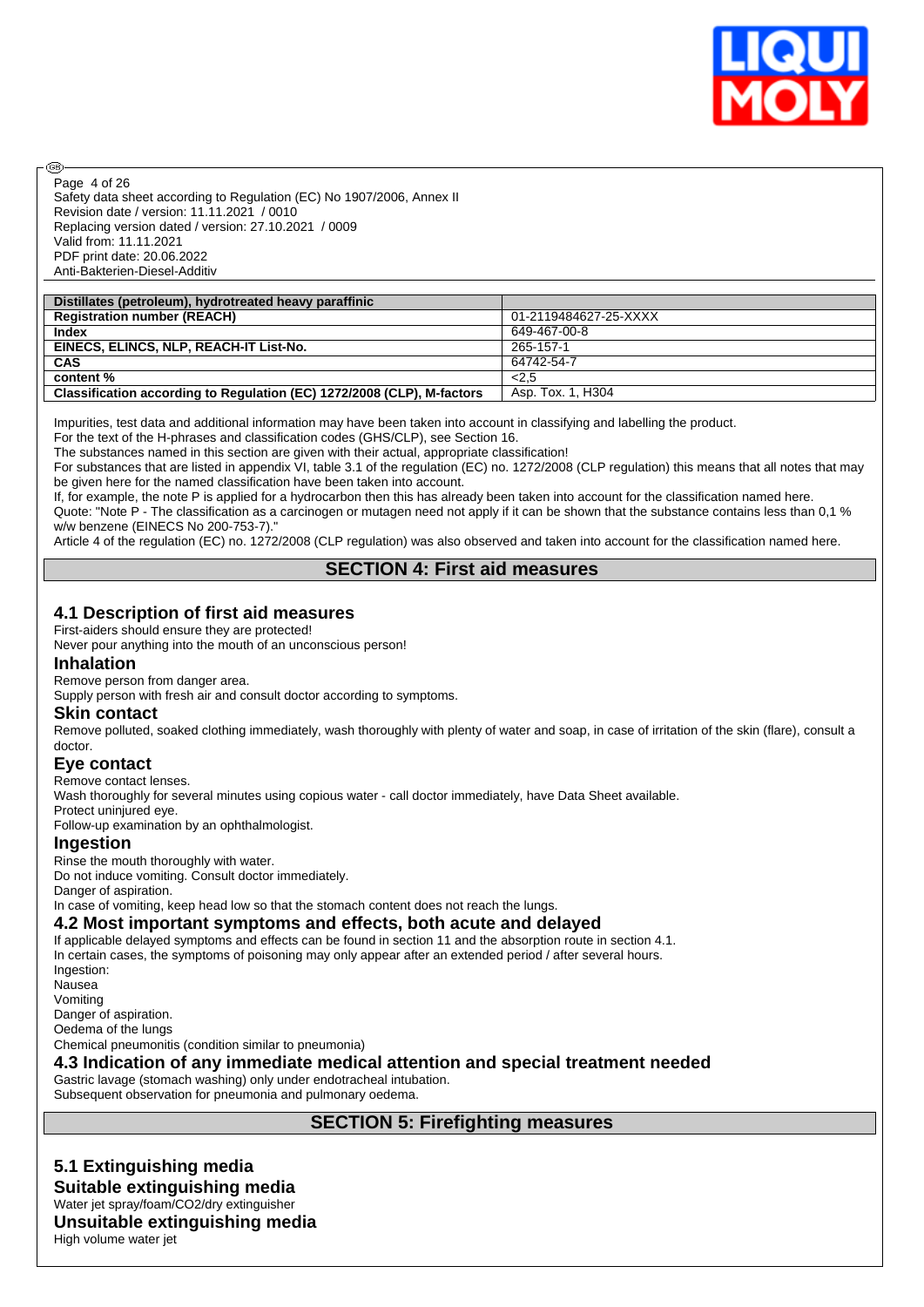| Distillates (petroleum), hydrotreated heavy paraffinic | |
|---|---|
| **Registration number (REACH)** | 01-2119484627-25-XXXX |
| **Index** | 649-467-00-8 |
| **EINECS, ELINCS, NLP, REACH-IT List-No.** | 265-157-1 |
| **CAS** | 64742-54-7 |
| **content %** | <2,5 |
| **Classification according to Regulation (EC) 1272/2008 (CLP), M-factors** | Asp. Tox. 1, H304 |

Impurities, test data and additional information may have been taken into account in classifying and labelling the product.
For the text of the H-phrases and classification codes (GHS/CLP), see Section 16.
The substances named in this section are given with their actual, appropriate classification!
For substances that are listed in appendix VI, table 3.1 of the regulation (EC) no. 1272/2008 (CLP regulation) this means that all notes that may be given here for the named classification have been taken into account.
If, for example, the note P is applied for a hydrocarbon then this has already been taken into account for the classification named here.
Quote: "Note P - The classification as a carcinogen or mutagen need not apply if it can be shown that the substance contains less than 0,1 % w/w benzene (EINECS No 200-753-7)."
Article 4 of the regulation (EC) no. 1272/2008 (CLP regulation) was also observed and taken into account for the classification named here.

## SECTION 4: First aid measures

### 4.1 Description of first aid measures

First-aiders should ensure they are protected!
Never pour anything into the mouth of an unconscious person!

#### Inhalation

Remove person from danger area.
Supply person with fresh air and consult doctor according to symptoms.

#### Skin contact

Remove polluted, soaked clothing immediately, wash thoroughly with plenty of water and soap, in case of irritation of the skin (flare), consult a doctor.

#### Eye contact

Remove contact lenses.
Wash thoroughly for several minutes using copious water - call doctor immediately, have Data Sheet available.
Protect uninjured eye.
Follow-up examination by an ophthalmologist.

#### Ingestion

Rinse the mouth thoroughly with water.
Do not induce vomiting. Consult doctor immediately.
Danger of aspiration.
In case of vomiting, keep head low so that the stomach content does not reach the lungs.

### 4.2 Most important symptoms and effects, both acute and delayed

If applicable delayed symptoms and effects can be found in section 11 and the absorption route in section 4.1.
In certain cases, the symptoms of poisoning may only appear after an extended period / after several hours.
Ingestion:
Nausea
Vomiting
Danger of aspiration.
Oedema of the lungs
Chemical pneumonitis (condition similar to pneumonia)

### 4.3 Indication of any immediate medical attention and special treatment needed

Gastric lavage (stomach washing) only under endotracheal intubation.
Subsequent observation for pneumonia and pulmonary oedema.

## SECTION 5: Firefighting measures

### 5.1 Extinguishing media

#### Suitable extinguishing media

Water jet spray/foam/CO2/dry extinguisher

#### Unsuitable extinguishing media

High volume water jet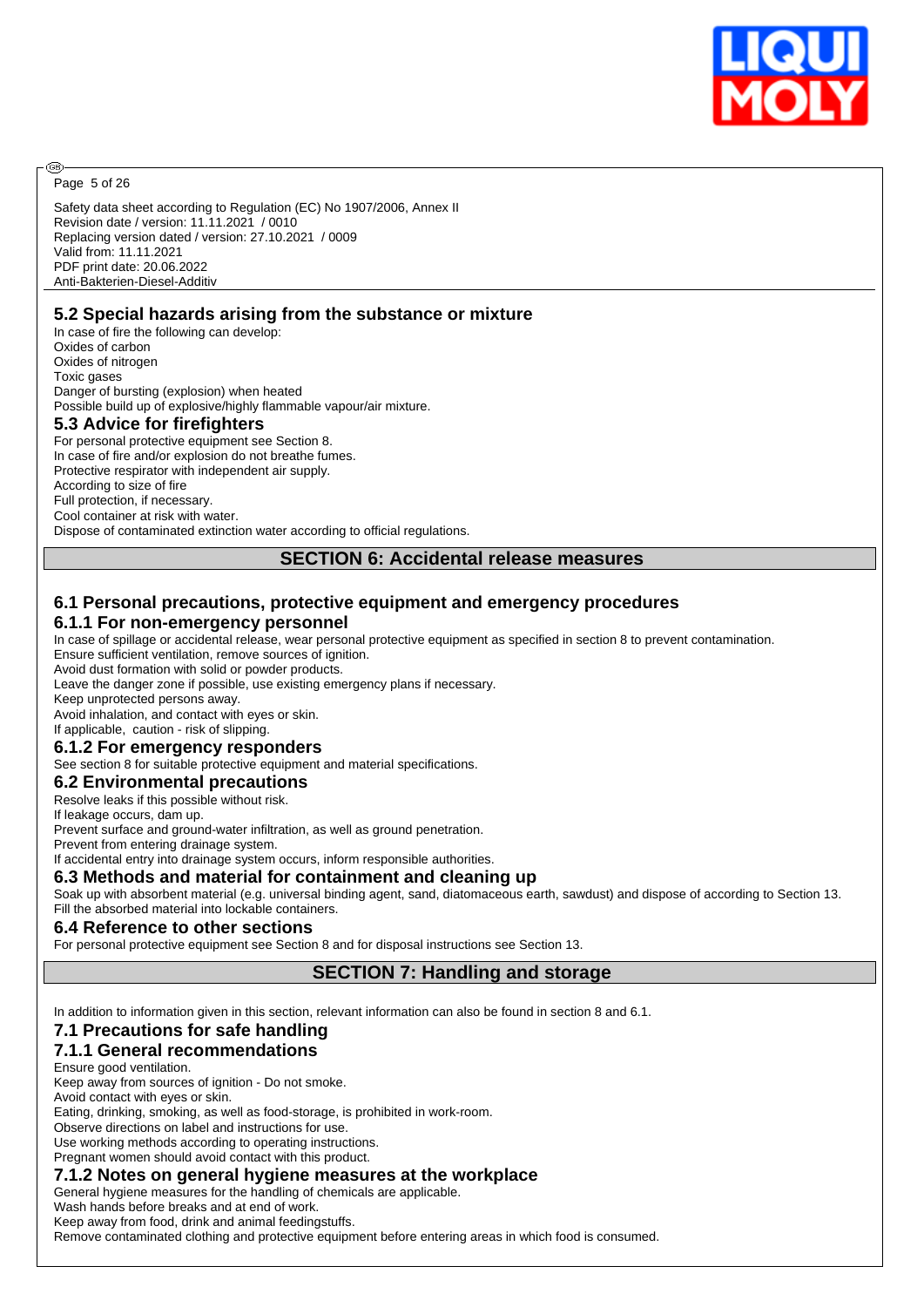### 5.2 Special hazards arising from the substance or mixture

In case of fire the following can develop:
Oxides of carbon
Oxides of nitrogen
Toxic gases
Danger of bursting (explosion) when heated
Possible build up of explosive/highly flammable vapour/air mixture.

### 5.3 Advice for firefighters

For personal protective equipment see Section 8.
In case of fire and/or explosion do not breathe fumes.
Protective respirator with independent air supply.
According to size of fire
Full protection, if necessary.
Cool container at risk with water.
Dispose of contaminated extinction water according to official regulations.

## SECTION 6: Accidental release measures

### 6.1 Personal precautions, protective equipment and emergency procedures

#### 6.1.1 For non-emergency personnel

In case of spillage or accidental release, wear personal protective equipment as specified in section 8 to prevent contamination.
Ensure sufficient ventilation, remove sources of ignition.
Avoid dust formation with solid or powder products.
Leave the danger zone if possible, use existing emergency plans if necessary.
Keep unprotected persons away.
Avoid inhalation, and contact with eyes or skin.
If applicable, caution - risk of slipping.

#### 6.1.2 For emergency responders

See section 8 for suitable protective equipment and material specifications.

### 6.2 Environmental precautions

Resolve leaks if this possible without risk.
If leakage occurs, dam up.
Prevent surface and ground-water infiltration, as well as ground penetration.
Prevent from entering drainage system.
If accidental entry into drainage system occurs, inform responsible authorities.

### 6.3 Methods and material for containment and cleaning up

Soak up with absorbent material (e.g. universal binding agent, sand, diatomaceous earth, sawdust) and dispose of according to Section 13.
Fill the absorbed material into lockable containers.

### 6.4 Reference to other sections

For personal protective equipment see Section 8 and for disposal instructions see Section 13.

## SECTION 7: Handling and storage

In addition to information given in this section, relevant information can also be found in section 8 and 6.1.

### 7.1 Precautions for safe handling

#### 7.1.1 General recommendations

Ensure good ventilation.
Keep away from sources of ignition - Do not smoke.
Avoid contact with eyes or skin.
Eating, drinking, smoking, as well as food-storage, is prohibited in work-room.
Observe directions on label and instructions for use.
Use working methods according to operating instructions.
Pregnant women should avoid contact with this product.

#### 7.1.2 Notes on general hygiene measures at the workplace

General hygiene measures for the handling of chemicals are applicable.
Wash hands before breaks and at end of work.
Keep away from food, drink and animal feedingstuffs.
Remove contaminated clothing and protective equipment before entering areas in which food is consumed.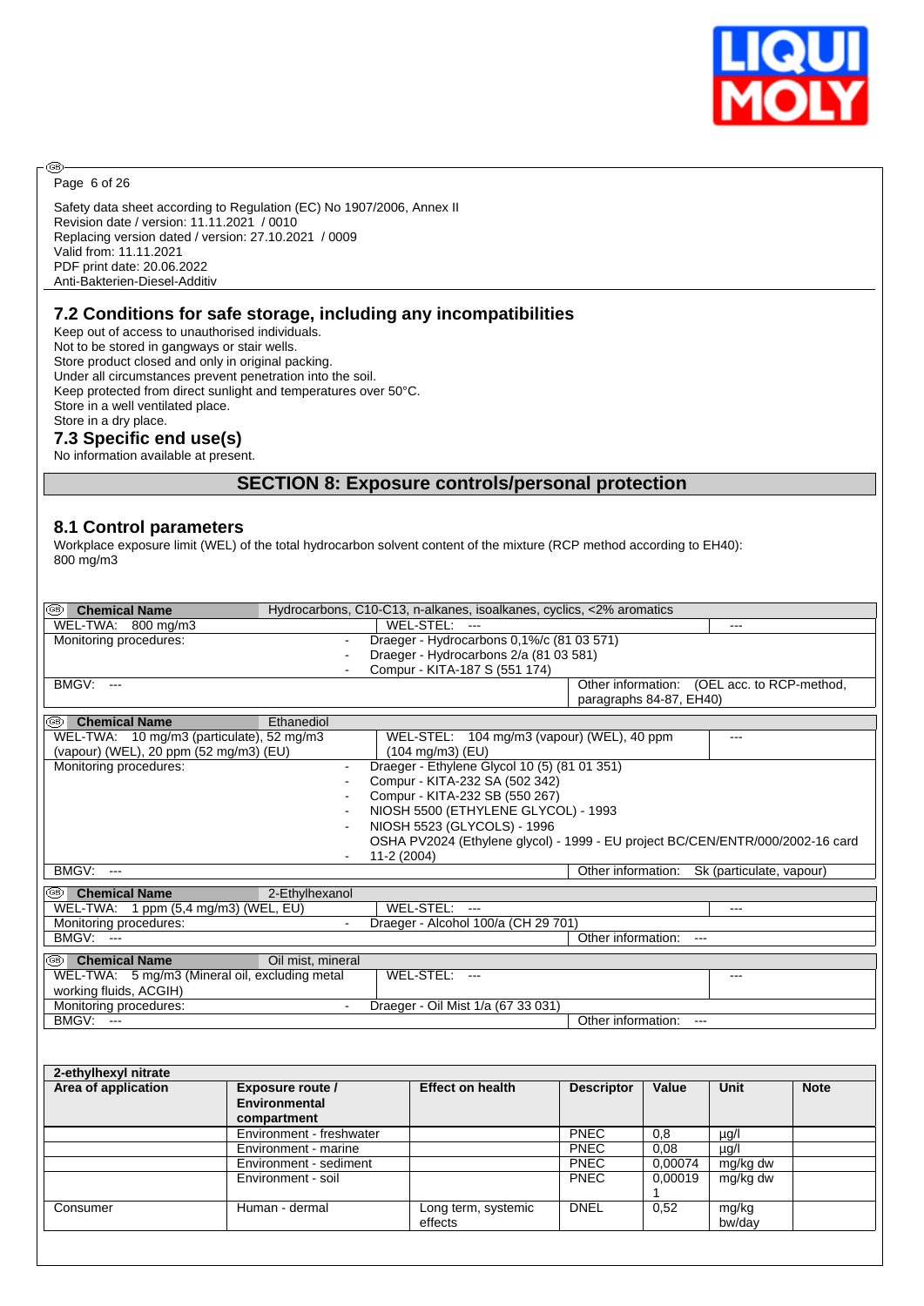Safety data sheet according to Regulation (EC) No 1907/2006, Annex II
Revision date / version: 11.11.2021 / 0010
Replacing version dated / version: 27.10.2021 / 0009
Valid from: 11.11.2021
PDF print date: 20.06.2022
Anti-Bakterien-Diesel-Additiv

## 7.2 Conditions for safe storage, including any incompatibilities

Keep out of access to unauthorised individuals.
Not to be stored in gangways or stair wells.
Store product closed and only in original packing.
Under all circumstances prevent penetration into the soil.
Keep protected from direct sunlight and temperatures over 50°C.
Store in a well ventilated place.
Store in a dry place.

## 7.3 Specific end use(s)

No information available at present.

# SECTION 8: Exposure controls/personal protection

## 8.1 Control parameters

Workplace exposure limit (WEL) of the total hydrocarbon solvent content of the mixture (RCP method according to EH40): 800 mg/m3

| **Chemical Name** | Hydrocarbons, C10-C13, n-alkanes, isoalkanes, cyclics, <2% aromatics | |
|---|---|---|
| WEL-TWA: 800 mg/m3 | WEL-STEL: --- | --- |
| Monitoring procedures: | - Draeger - Hydrocarbons 0,1%/c (81 03 571)<br>- Draeger - Hydrocarbons 2/a (81 03 581)<br>- Compur - KITA-187 S (551 174) | |
| BMGV: --- | Other information: (OEL acc. to RCP-method, paragraphs 84-87, EH40) | |

| **Chemical Name** | Ethanediol | |
|---|---|---|
| WEL-TWA: 10 mg/m3 (particulate), 52 mg/m3 (vapour) (WEL), 20 ppm (52 mg/m3) (EU) | WEL-STEL: 104 mg/m3 (vapour) (WEL), 40 ppm (104 mg/m3) (EU) | --- |
| Monitoring procedures: | - Draeger - Ethylene Glycol 10 (5) (81 01 351)<br>- Compur - KITA-232 SA (502 342)<br>- Compur - KITA-232 SB (550 267)<br>- NIOSH 5500 (ETHYLENE GLYCOL) - 1993<br>- NIOSH 5523 (GLYCOLS) - 1996<br>- OSHA PV2024 (Ethylene glycol) - 1999 - EU project BC/CEN/ENTR/000/2002-16 card 11-2 (2004) | |
| BMGV: --- | Other information: Sk (particulate, vapour) | |

| **Chemical Name** | 2-Ethylhexanol | |
|---|---|---|
| WEL-TWA: 1 ppm (5,4 mg/m3) (WEL, EU) | WEL-STEL: --- | --- |
| Monitoring procedures: | - Draeger - Alcohol 100/a (CH 29 701) | |
| BMGV: --- | Other information: --- | |

| **Chemical Name** | Oil mist, mineral | |
|---|---|---|
| WEL-TWA: 5 mg/m3 (Mineral oil, excluding metal working fluids, ACGIH) | WEL-STEL: --- | --- |
| Monitoring procedures: | - Draeger - Oil Mist 1/a (67 33 031) | |
| BMGV: --- | Other information: --- | |

**2-ethylhexyl nitrate**

| Area of application | Exposure route / Environmental compartment | Effect on health | Descriptor | Value | Unit | Note |
|---|---|---|---|---|---|---|
| | Environment - freshwater | | PNEC | 0,8 | µg/l | |
| | Environment - marine | | PNEC | 0,08 | µg/l | |
| | Environment - sediment | | PNEC | 0,00074 | mg/kg dw | |
| | Environment - soil | | PNEC | 0,000191 | mg/kg dw | |
| Consumer | Human - dermal | Long term, systemic effects | DNEL | 0,52 | mg/kg bw/day | |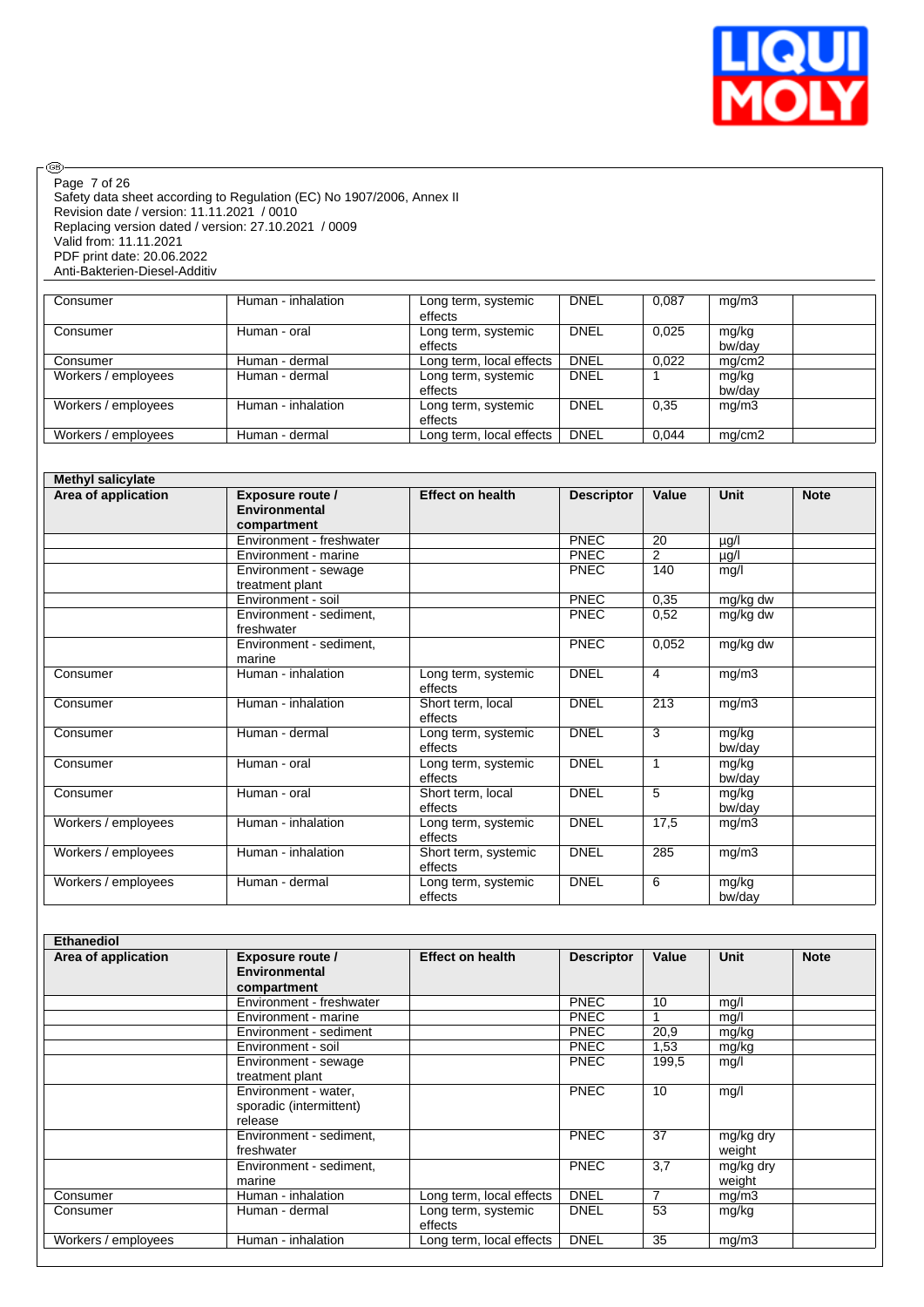| | | | | | | |
|---|---|---|---|---|---|---|
| Consumer | Human - inhalation | Long term, systemic effects | DNEL | 0,087 | mg/m3 | |
| Consumer | Human - oral | Long term, systemic effects | DNEL | 0,025 | mg/kg bw/day | |
| Consumer | Human - dermal | Long term, local effects | DNEL | 0,022 | mg/cm2 | |
| Workers / employees | Human - dermal | Long term, systemic effects | DNEL | 1 | mg/kg bw/day | |
| Workers / employees | Human - inhalation | Long term, systemic effects | DNEL | 0,35 | mg/m3 | |
| Workers / employees | Human - dermal | Long term, local effects | DNEL | 0,044 | mg/cm2 | |

**Methyl salicylate**

| Area of application | Exposure route / Environmental compartment | Effect on health | Descriptor | Value | Unit | Note |
|---|---|---|---|---|---|---|
| | Environment - freshwater | | PNEC | 20 | µg/l | |
| | Environment - marine | | PNEC | 2 | µg/l | |
| | Environment - sewage treatment plant | | PNEC | 140 | mg/l | |
| | Environment - soil | | PNEC | 0,35 | mg/kg dw | |
| | Environment - sediment, freshwater | | PNEC | 0,52 | mg/kg dw | |
| | Environment - sediment, marine | | PNEC | 0,052 | mg/kg dw | |
| Consumer | Human - inhalation | Long term, systemic effects | DNEL | 4 | mg/m3 | |
| Consumer | Human - inhalation | Short term, local effects | DNEL | 213 | mg/m3 | |
| Consumer | Human - dermal | Long term, systemic effects | DNEL | 3 | mg/kg bw/day | |
| Consumer | Human - oral | Long term, systemic effects | DNEL | 1 | mg/kg bw/day | |
| Consumer | Human - oral | Short term, local effects | DNEL | 5 | mg/kg bw/day | |
| Workers / employees | Human - inhalation | Long term, systemic effects | DNEL | 17,5 | mg/m3 | |
| Workers / employees | Human - inhalation | Short term, systemic effects | DNEL | 285 | mg/m3 | |
| Workers / employees | Human - dermal | Long term, systemic effects | DNEL | 6 | mg/kg bw/day | |

**Ethanediol**

| Area of application | Exposure route / Environmental compartment | Effect on health | Descriptor | Value | Unit | Note |
|---|---|---|---|---|---|---|
| | Environment - freshwater | | PNEC | 10 | mg/l | |
| | Environment - marine | | PNEC | 1 | mg/l | |
| | Environment - sediment | | PNEC | 20,9 | mg/kg | |
| | Environment - soil | | PNEC | 1,53 | mg/kg | |
| | Environment - sewage treatment plant | | PNEC | 199,5 | mg/l | |
| | Environment - water, sporadic (intermittent) release | | PNEC | 10 | mg/l | |
| | Environment - sediment, freshwater | | PNEC | 37 | mg/kg dry weight | |
| | Environment - sediment, marine | | PNEC | 3,7 | mg/kg dry weight | |
| Consumer | Human - inhalation | Long term, local effects | DNEL | 7 | mg/m3 | |
| Consumer | Human - dermal | Long term, systemic effects | DNEL | 53 | mg/kg | |
| Workers / employees | Human - inhalation | Long term, local effects | DNEL | 35 | mg/m3 | |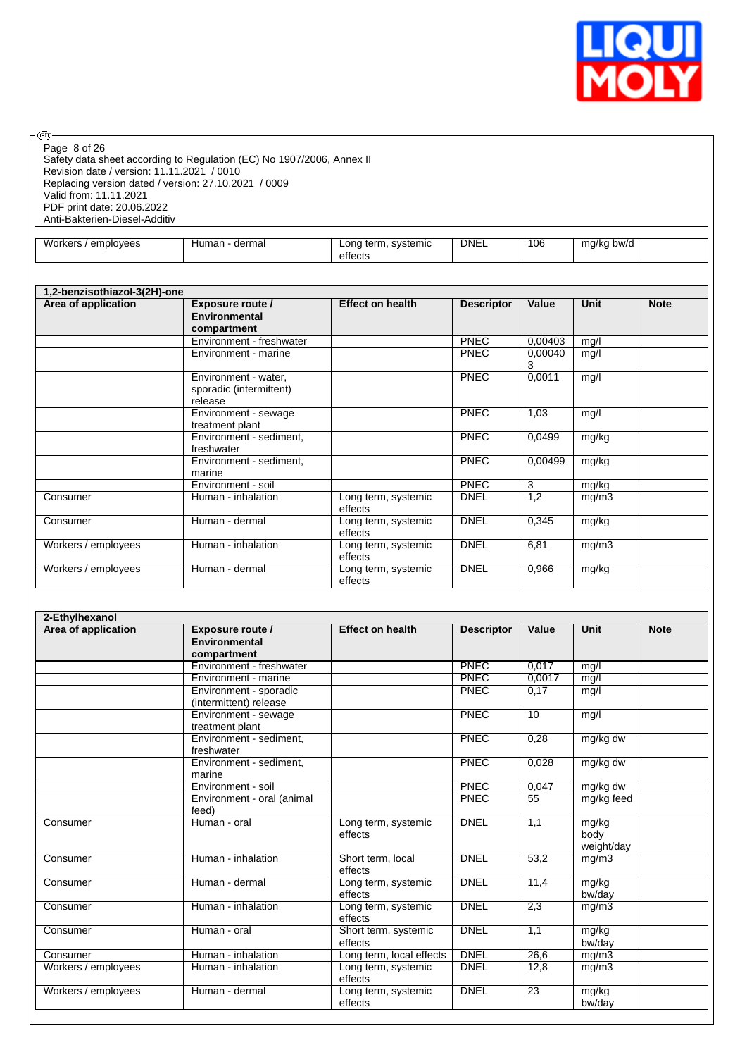| Workers / employees | Human - dermal | Long term, systemic effects | DNEL | 106 | mg/kg bw/d | |
|---|---|---|---|---|---|---|

| 1,2-benzisothiazol-3(2H)-one | | | | | | |
|---|---|---|---|---|---|---|
| **Area of application** | **Exposure route / Environmental compartment** | **Effect on health** | **Descriptor** | **Value** | **Unit** | **Note** |
| | Environment - freshwater | | PNEC | 0,00403 | mg/l | |
| | Environment - marine | | PNEC | 0,000403 | mg/l | |
| | Environment - water, sporadic (intermittent) release | | PNEC | 0,0011 | mg/l | |
| | Environment - sewage treatment plant | | PNEC | 1,03 | mg/l | |
| | Environment - sediment, freshwater | | PNEC | 0,0499 | mg/kg | |
| | Environment - sediment, marine | | PNEC | 0,00499 | mg/kg | |
| | Environment - soil | | PNEC | 3 | mg/kg | |
| Consumer | Human - inhalation | Long term, systemic effects | DNEL | 1,2 | mg/m3 | |
| Consumer | Human - dermal | Long term, systemic effects | DNEL | 0,345 | mg/kg | |
| Workers / employees | Human - inhalation | Long term, systemic effects | DNEL | 6,81 | mg/m3 | |
| Workers / employees | Human - dermal | Long term, systemic effects | DNEL | 0,966 | mg/kg | |

| 2-Ethylhexanol | | | | | | |
|---|---|---|---|---|---|---|
| **Area of application** | **Exposure route / Environmental compartment** | **Effect on health** | **Descriptor** | **Value** | **Unit** | **Note** |
| | Environment - freshwater | | PNEC | 0,017 | mg/l | |
| | Environment - marine | | PNEC | 0,0017 | mg/l | |
| | Environment - sporadic (intermittent) release | | PNEC | 0,17 | mg/l | |
| | Environment - sewage treatment plant | | PNEC | 10 | mg/l | |
| | Environment - sediment, freshwater | | PNEC | 0,28 | mg/kg dw | |
| | Environment - sediment, marine | | PNEC | 0,028 | mg/kg dw | |
| | Environment - soil | | PNEC | 0,047 | mg/kg dw | |
| | Environment - oral (animal feed) | | PNEC | 55 | mg/kg feed | |
| Consumer | Human - oral | Long term, systemic effects | DNEL | 1,1 | mg/kg body weight/day | |
| Consumer | Human - inhalation | Short term, local effects | DNEL | 53,2 | mg/m3 | |
| Consumer | Human - dermal | Long term, systemic effects | DNEL | 11,4 | mg/kg bw/day | |
| Consumer | Human - inhalation | Long term, systemic effects | DNEL | 2,3 | mg/m3 | |
| Consumer | Human - oral | Short term, systemic effects | DNEL | 1,1 | mg/kg bw/day | |
| Consumer | Human - inhalation | Long term, local effects | DNEL | 26,6 | mg/m3 | |
| Workers / employees | Human - inhalation | Long term, systemic effects | DNEL | 12,8 | mg/m3 | |
| Workers / employees | Human - dermal | Long term, systemic effects | DNEL | 23 | mg/kg bw/day | |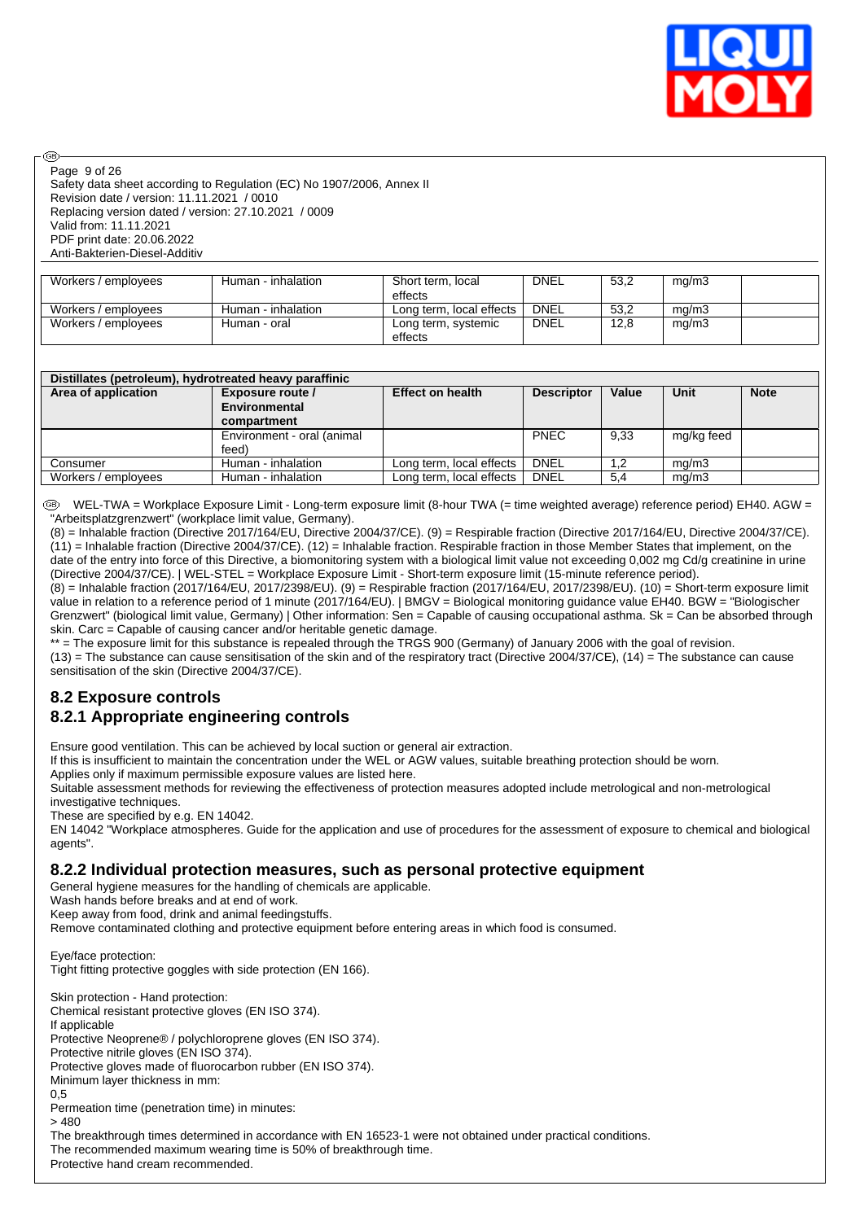| Workers / employees | Human - inhalation | Short term, local effects | DNEL | 53,2 | mg/m3 | |
|---|---|---|---|---|---|---|
| Workers / employees | Human - inhalation | Long term, local effects | DNEL | 53,2 | mg/m3 | |
| Workers / employees | Human - oral | Long term, systemic effects | DNEL | 12,8 | mg/m3 | |

| Distillates (petroleum), hydrotreated heavy paraffinic | | | | | | |
|---|---|---|---|---|---|---|
| **Area of application** | **Exposure route / Environmental compartment** | **Effect on health** | **Descriptor** | **Value** | **Unit** | **Note** |
| | Environment - oral (animal feed) | | PNEC | 9,33 | mg/kg feed | |
| Consumer | Human - inhalation | Long term, local effects | DNEL | 1,2 | mg/m3 | |
| Workers / employees | Human - inhalation | Long term, local effects | DNEL | 5,4 | mg/m3 | |

WEL-TWA = Workplace Exposure Limit - Long-term exposure limit (8-hour TWA (= time weighted average) reference period) EH40. AGW = "Arbeitsplatzgrenzwert" (workplace limit value, Germany).
(8) = Inhalable fraction (Directive 2017/164/EU, Directive 2004/37/CE). (9) = Respirable fraction (Directive 2017/164/EU, Directive 2004/37/CE). (11) = Inhalable fraction (Directive 2004/37/CE). (12) = Inhalable fraction. Respirable fraction in those Member States that implement, on the date of the entry into force of this Directive, a biomonitoring system with a biological limit value not exceeding 0,002 mg Cd/g creatinine in urine (Directive 2004/37/CE). | WEL-STEL = Workplace Exposure Limit - Short-term exposure limit (15-minute reference period).
(8) = Inhalable fraction (2017/164/EU, 2017/2398/EU). (9) = Respirable fraction (2017/164/EU, 2017/2398/EU). (10) = Short-term exposure limit value in relation to a reference period of 1 minute (2017/164/EU). | BMGV = Biological monitoring guidance value EH40. BGW = "Biologischer Grenzwert" (biological limit value, Germany) | Other information: Sen = Capable of causing occupational asthma. Sk = Can be absorbed through skin. Carc = Capable of causing cancer and/or heritable genetic damage.
** = The exposure limit for this substance is repealed through the TRGS 900 (Germany) of January 2006 with the goal of revision.
(13) = The substance can cause sensitisation of the skin and of the respiratory tract (Directive 2004/37/CE), (14) = The substance can cause sensitisation of the skin (Directive 2004/37/CE).

## 8.2 Exposure controls

## 8.2.1 Appropriate engineering controls

Ensure good ventilation. This can be achieved by local suction or general air extraction.
If this is insufficient to maintain the concentration under the WEL or AGW values, suitable breathing protection should be worn.
Applies only if maximum permissible exposure values are listed here.
Suitable assessment methods for reviewing the effectiveness of protection measures adopted include metrological and non-metrological investigative techniques.
These are specified by e.g. EN 14042.
EN 14042 "Workplace atmospheres. Guide for the application and use of procedures for the assessment of exposure to chemical and biological agents".

## 8.2.2 Individual protection measures, such as personal protective equipment

General hygiene measures for the handling of chemicals are applicable.
Wash hands before breaks and at end of work.
Keep away from food, drink and animal feedingstuffs.
Remove contaminated clothing and protective equipment before entering areas in which food is consumed.

Eye/face protection:
Tight fitting protective goggles with side protection (EN 166).

Skin protection - Hand protection:
Chemical resistant protective gloves (EN ISO 374).
If applicable
Protective Neoprene® / polychloroprene gloves (EN ISO 374).
Protective nitrile gloves (EN ISO 374).
Protective gloves made of fluorocarbon rubber (EN ISO 374).
Minimum layer thickness in mm:
0,5
Permeation time (penetration time) in minutes:
> 480
The breakthrough times determined in accordance with EN 16523-1 were not obtained under practical conditions.
The recommended maximum wearing time is 50% of breakthrough time.
Protective hand cream recommended.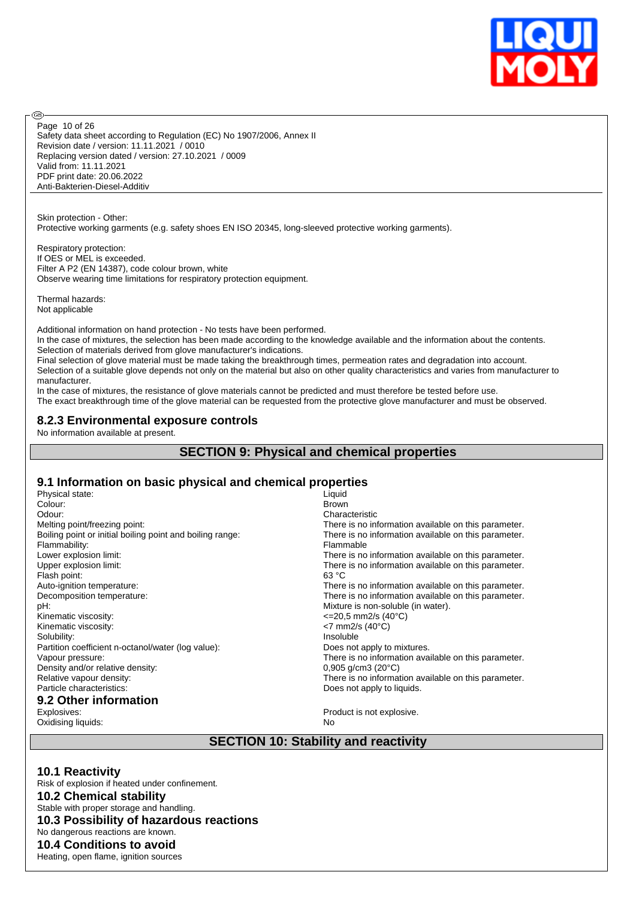Skin protection - Other:
Protective working garments (e.g. safety shoes EN ISO 20345, long-sleeved protective working garments).

Respiratory protection:
If OES or MEL is exceeded.
Filter A P2 (EN 14387), code colour brown, white
Observe wearing time limitations for respiratory protection equipment.

Thermal hazards:
Not applicable

Additional information on hand protection - No tests have been performed.
In the case of mixtures, the selection has been made according to the knowledge available and the information about the contents.
Selection of materials derived from glove manufacturer's indications.
Final selection of glove material must be made taking the breakthrough times, permeation rates and degradation into account.
Selection of a suitable glove depends not only on the material but also on other quality characteristics and varies from manufacturer to manufacturer.
In the case of mixtures, the resistance of glove materials cannot be predicted and must therefore be tested before use.
The exact breakthrough time of the glove material can be requested from the protective glove manufacturer and must be observed.

### 8.2.3 Environmental exposure controls

No information available at present.

## SECTION 9: Physical and chemical properties

### 9.1 Information on basic physical and chemical properties

| | |
|---|---|
| Physical state: | Liquid |
| Colour: | Brown |
| Odour: | Characteristic |
| Melting point/freezing point: | There is no information available on this parameter. |
| Boiling point or initial boiling point and boiling range: | There is no information available on this parameter. |
| Flammability: | Flammable |
| Lower explosion limit: | There is no information available on this parameter. |
| Upper explosion limit: | There is no information available on this parameter. |
| Flash point: | 63 °C |
| Auto-ignition temperature: | There is no information available on this parameter. |
| Decomposition temperature: | There is no information available on this parameter. |
| pH: | Mixture is non-soluble (in water). |
| Kinematic viscosity: | <=20,5 mm2/s (40°C) |
| Kinematic viscosity: | <7 mm2/s (40°C) |
| Solubility: | Insoluble |
| Partition coefficient n-octanol/water (log value): | Does not apply to mixtures. |
| Vapour pressure: | There is no information available on this parameter. |
| Density and/or relative density: | 0,905 g/cm3 (20°C) |
| Relative vapour density: | There is no information available on this parameter. |
| Particle characteristics: | Does not apply to liquids. |

### 9.2 Other information

| | |
|---|---|
| Explosives: | Product is not explosive. |
| Oxidising liquids: | No |

## SECTION 10: Stability and reactivity

### 10.1 Reactivity

Risk of explosion if heated under confinement.

### 10.2 Chemical stability

Stable with proper storage and handling.

### 10.3 Possibility of hazardous reactions

No dangerous reactions are known.

### 10.4 Conditions to avoid

Heating, open flame, ignition sources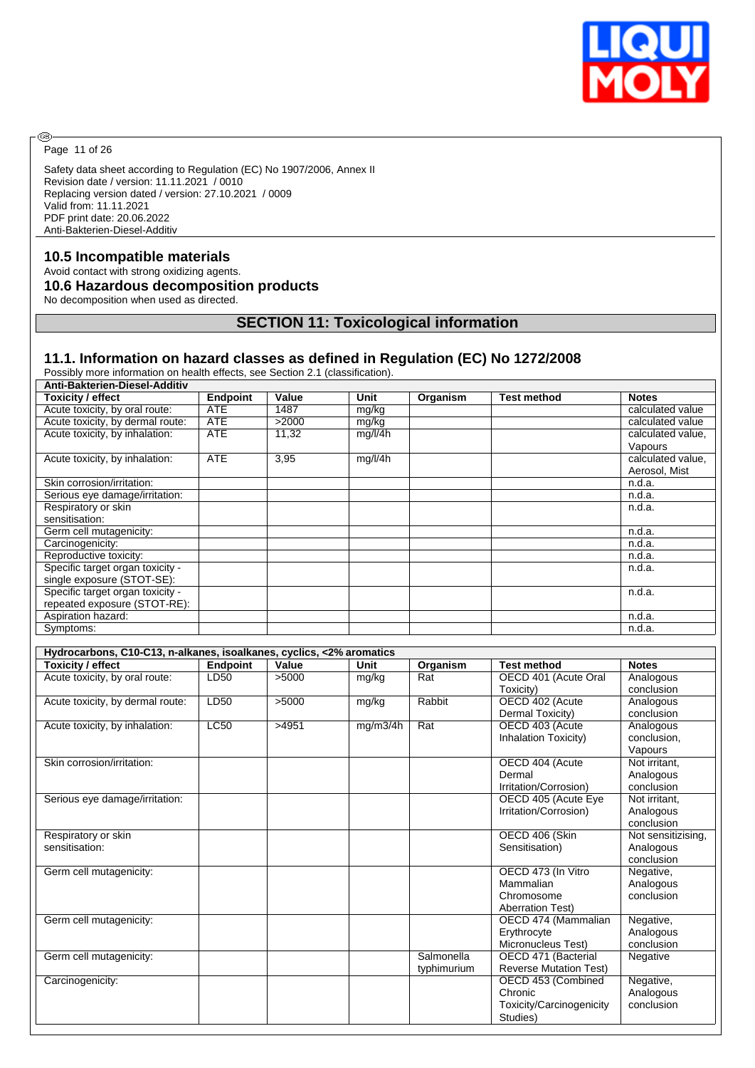Safety data sheet according to Regulation (EC) No 1907/2006, Annex II
Revision date / version: 11.11.2021 / 0010
Replacing version dated / version: 27.10.2021 / 0009
Valid from: 11.11.2021
PDF print date: 20.06.2022
Anti-Bakterien-Diesel-Additiv

### 10.5 Incompatible materials

Avoid contact with strong oxidizing agents.

### 10.6 Hazardous decomposition products

No decomposition when used as directed.

## SECTION 11: Toxicological information

### 11.1. Information on hazard classes as defined in Regulation (EC) No 1272/2008

Possibly more information on health effects, see Section 2.1 (classification).

| Anti-Bakterien-Diesel-Additiv | | | | | | |
|---|---|---|---|---|---|---|
| **Toxicity / effect** | **Endpoint** | **Value** | **Unit** | **Organism** | **Test method** | **Notes** |
| Acute toxicity, by oral route: | ATE | 1487 | mg/kg | | | calculated value |
| Acute toxicity, by dermal route: | ATE | >2000 | mg/kg | | | calculated value |
| Acute toxicity, by inhalation: | ATE | 11,32 | mg/l/4h | | | calculated value, Vapours |
| Acute toxicity, by inhalation: | ATE | 3,95 | mg/l/4h | | | calculated value, Aerosol, Mist |
| Skin corrosion/irritation: | | | | | | n.d.a. |
| Serious eye damage/irritation: | | | | | | n.d.a. |
| Respiratory or skin sensitisation: | | | | | | n.d.a. |
| Germ cell mutagenicity: | | | | | | n.d.a. |
| Carcinogenicity: | | | | | | n.d.a. |
| Reproductive toxicity: | | | | | | n.d.a. |
| Specific target organ toxicity - single exposure (STOT-SE): | | | | | | n.d.a. |
| Specific target organ toxicity - repeated exposure (STOT-RE): | | | | | | n.d.a. |
| Aspiration hazard: | | | | | | n.d.a. |
| Symptoms: | | | | | | n.d.a. |

| Hydrocarbons, C10-C13, n-alkanes, isoalkanes, cyclics, <2% aromatics | | | | | | |
|---|---|---|---|---|---|---|
| **Toxicity / effect** | **Endpoint** | **Value** | **Unit** | **Organism** | **Test method** | **Notes** |
| Acute toxicity, by oral route: | LD50 | >5000 | mg/kg | Rat | OECD 401 (Acute Oral Toxicity) | Analogous conclusion |
| Acute toxicity, by dermal route: | LD50 | >5000 | mg/kg | Rabbit | OECD 402 (Acute Dermal Toxicity) | Analogous conclusion |
| Acute toxicity, by inhalation: | LC50 | >4951 | mg/m3/4h | Rat | OECD 403 (Acute Inhalation Toxicity) | Analogous conclusion, Vapours |
| Skin corrosion/irritation: | | | | | OECD 404 (Acute Dermal Irritation/Corrosion) | Not irritant, Analogous conclusion |
| Serious eye damage/irritation: | | | | | OECD 405 (Acute Eye Irritation/Corrosion) | Not irritant, Analogous conclusion |
| Respiratory or skin sensitisation: | | | | | OECD 406 (Skin Sensitisation) | Not sensitizising, Analogous conclusion |
| Germ cell mutagenicity: | | | | | OECD 473 (In Vitro Mammalian Chromosome Aberration Test) | Negative, Analogous conclusion |
| Germ cell mutagenicity: | | | | | OECD 474 (Mammalian Erythrocyte Micronucleus Test) | Negative, Analogous conclusion |
| Germ cell mutagenicity: | | | | Salmonella typhimurium | OECD 471 (Bacterial Reverse Mutation Test) | Negative |
| Carcinogenicity: | | | | | OECD 453 (Combined Chronic Toxicity/Carcinogenicity Studies) | Negative, Analogous conclusion |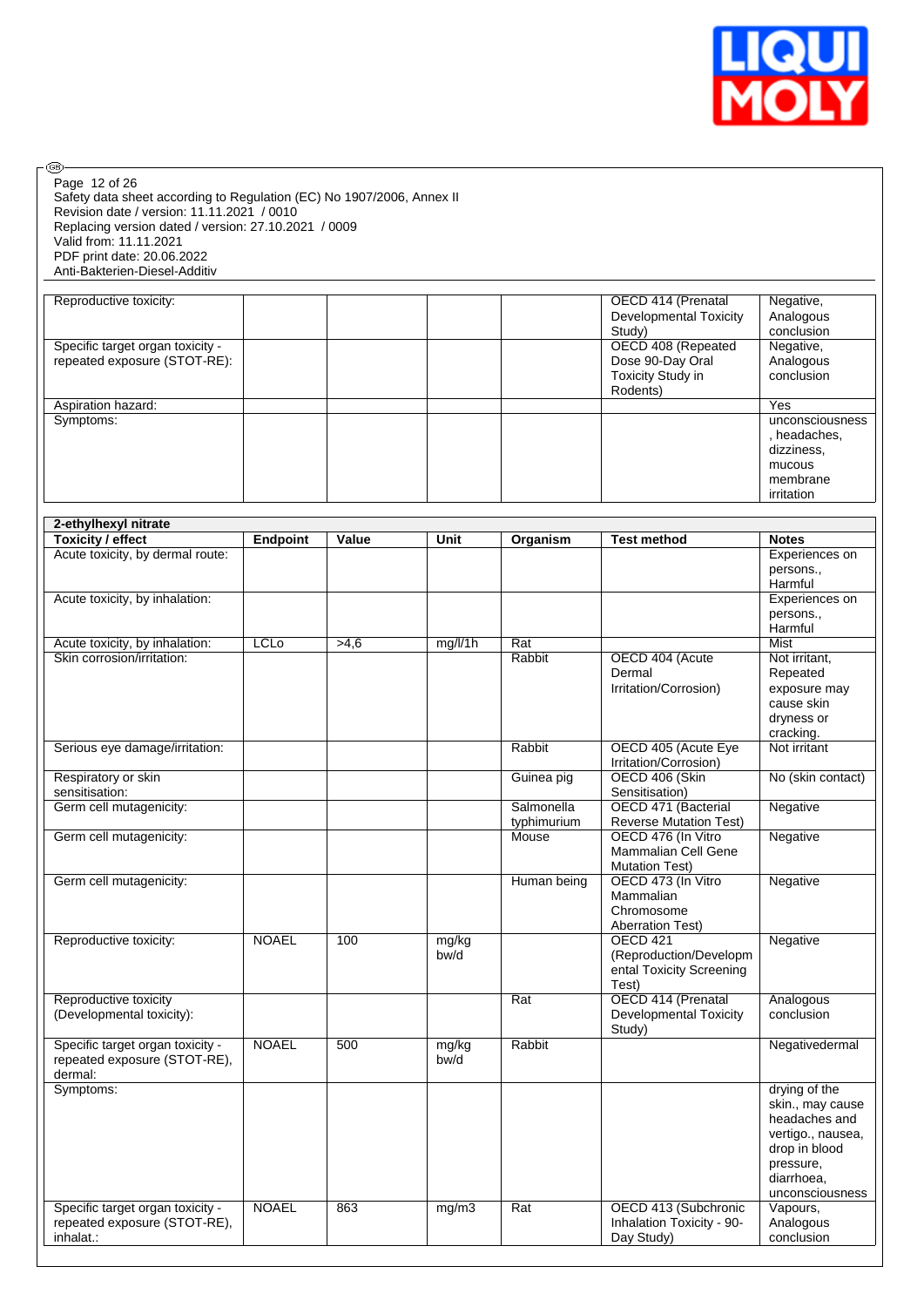Safety data sheet according to Regulation (EC) No 1907/2006, Annex II
Revision date / version: 11.11.2021 / 0010
Replacing version dated / version: 27.10.2021 / 0009
Valid from: 11.11.2021
PDF print date: 20.06.2022
Anti-Bakterien-Diesel-Additiv

| | | | | | | |
|---|---|---|---|---|---|---|
| Reproductive toxicity: | | | | | OECD 414 (Prenatal Developmental Toxicity Study) | Negative, Analogous conclusion |
| Specific target organ toxicity - repeated exposure (STOT-RE): | | | | | OECD 408 (Repeated Dose 90-Day Oral Toxicity Study in Rodents) | Negative, Analogous conclusion |
| Aspiration hazard: | | | | | | Yes |
| Symptoms: | | | | | | unconsciousness, headaches, dizziness, mucous membrane irritation |

| 2-ethylhexyl nitrate | | | | | | |
|---|---|---|---|---|---|---|
| **Toxicity / effect** | **Endpoint** | **Value** | **Unit** | **Organism** | **Test method** | **Notes** |
| Acute toxicity, by dermal route: | | | | | | Experiences on persons., Harmful |
| Acute toxicity, by inhalation: | | | | | | Experiences on persons., Harmful |
| Acute toxicity, by inhalation: | LCLo | >4,6 | mg/l/1h | Rat | | Mist |
| Skin corrosion/irritation: | | | | Rabbit | OECD 404 (Acute Dermal Irritation/Corrosion) | Not irritant, Repeated exposure may cause skin dryness or cracking. |
| Serious eye damage/irritation: | | | | Rabbit | OECD 405 (Acute Eye Irritation/Corrosion) | Not irritant |
| Respiratory or skin sensitisation: | | | | Guinea pig | OECD 406 (Skin Sensitisation) | No (skin contact) |
| Germ cell mutagenicity: | | | | Salmonella typhimurium | OECD 471 (Bacterial Reverse Mutation Test) | Negative |
| Germ cell mutagenicity: | | | | Mouse | OECD 476 (In Vitro Mammalian Cell Gene Mutation Test) | Negative |
| Germ cell mutagenicity: | | | | Human being | OECD 473 (In Vitro Mammalian Chromosome Aberration Test) | Negative |
| Reproductive toxicity: | NOAEL | 100 | mg/kg bw/d | | OECD 421 (Reproduction/Developmental Toxicity Screening Test) | Negative |
| Reproductive toxicity (Developmental toxicity): | | | | Rat | OECD 414 (Prenatal Developmental Toxicity Study) | Analogous conclusion |
| Specific target organ toxicity - repeated exposure (STOT-RE), dermal: | NOAEL | 500 | mg/kg bw/d | Rabbit | | Negativedermal |
| Symptoms: | | | | | | drying of the skin., may cause headaches and vertigo., nausea, drop in blood pressure, diarrhoea, unconsciousness |
| Specific target organ toxicity - repeated exposure (STOT-RE), inhalat.: | NOAEL | 863 | mg/m3 | Rat | OECD 413 (Subchronic Inhalation Toxicity - 90-Day Study) | Vapours, Analogous conclusion |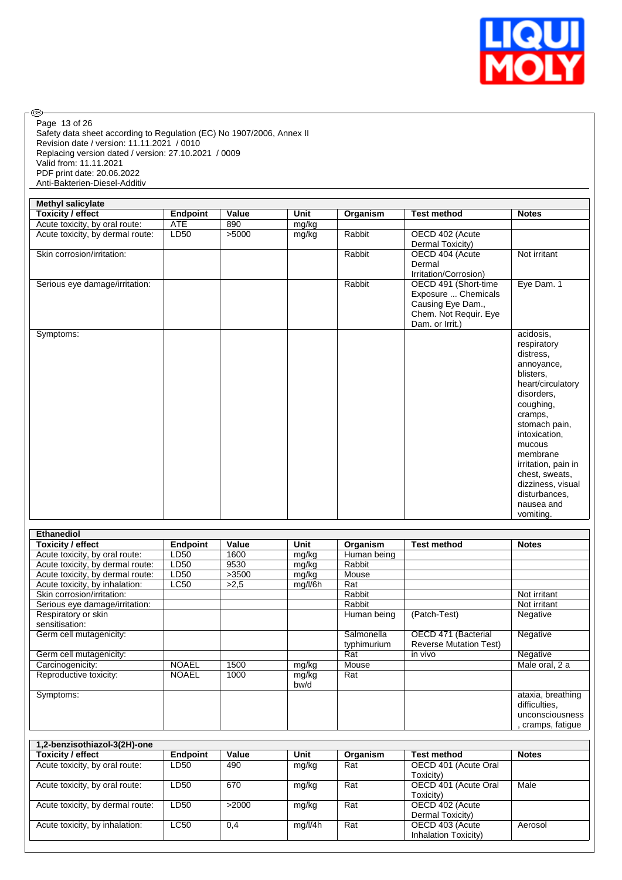Safety data sheet according to Regulation (EC) No 1907/2006, Annex II
Revision date / version: 11.11.2021 / 0010
Replacing version dated / version: 27.10.2021 / 0009
Valid from: 11.11.2021
PDF print date: 20.06.2022
Anti-Bakterien-Diesel-Additiv

| **Methyl salicylate** | | | | | | |
|---|---|---|---|---|---|---|
| **Toxicity / effect** | **Endpoint** | **Value** | **Unit** | **Organism** | **Test method** | **Notes** |
| Acute toxicity, by oral route: | ATE | 890 | mg/kg | | | |
| Acute toxicity, by dermal route: | LD50 | >5000 | mg/kg | Rabbit | OECD 402 (Acute Dermal Toxicity) | |
| Skin corrosion/irritation: | | | | Rabbit | OECD 404 (Acute Dermal Irritation/Corrosion) | Not irritant |
| Serious eye damage/irritation: | | | | Rabbit | OECD 491 (Short-time Exposure ... Chemicals Causing Eye Dam., Chem. Not Requir. Eye Dam. or Irrit.) | Eye Dam. 1 |
| Symptoms: | | | | | | acidosis, respiratory distress, annoyance, blisters, heart/circulatory disorders, coughing, cramps, stomach pain, intoxication, mucous membrane irritation, pain in chest, sweats, dizziness, visual disturbances, nausea and vomiting. |

| **Ethanediol** | | | | | | |
|---|---|---|---|---|---|---|
| **Toxicity / effect** | **Endpoint** | **Value** | **Unit** | **Organism** | **Test method** | **Notes** |
| Acute toxicity, by oral route: | LD50 | 1600 | mg/kg | Human being | | |
| Acute toxicity, by dermal route: | LD50 | 9530 | mg/kg | Rabbit | | |
| Acute toxicity, by dermal route: | LD50 | >3500 | mg/kg | Mouse | | |
| Acute toxicity, by inhalation: | LC50 | >2,5 | mg/l/6h | Rat | | |
| Skin corrosion/irritation: | | | | Rabbit | | Not irritant |
| Serious eye damage/irritation: | | | | Rabbit | | Not irritant |
| Respiratory or skin sensitisation: | | | | Human being | (Patch-Test) | Negative |
| Germ cell mutagenicity: | | | | Salmonella typhimurium | OECD 471 (Bacterial Reverse Mutation Test) | Negative |
| Germ cell mutagenicity: | | | | Rat | in vivo | Negative |
| Carcinogenicity: | NOAEL | 1500 | mg/kg | Mouse | | Male oral, 2 a |
| Reproductive toxicity: | NOAEL | 1000 | mg/kg bw/d | Rat | | |
| Symptoms: | | | | | | ataxia, breathing difficulties, unconsciousness, cramps, fatigue |

| **1,2-benzisothiazol-3(2H)-one** | | | | | | |
|---|---|---|---|---|---|---|
| **Toxicity / effect** | **Endpoint** | **Value** | **Unit** | **Organism** | **Test method** | **Notes** |
| Acute toxicity, by oral route: | LD50 | 490 | mg/kg | Rat | OECD 401 (Acute Oral Toxicity) | |
| Acute toxicity, by oral route: | LD50 | 670 | mg/kg | Rat | OECD 401 (Acute Oral Toxicity) | Male |
| Acute toxicity, by dermal route: | LD50 | >2000 | mg/kg | Rat | OECD 402 (Acute Dermal Toxicity) | |
| Acute toxicity, by inhalation: | LC50 | 0,4 | mg/l/4h | Rat | OECD 403 (Acute Inhalation Toxicity) | Aerosol |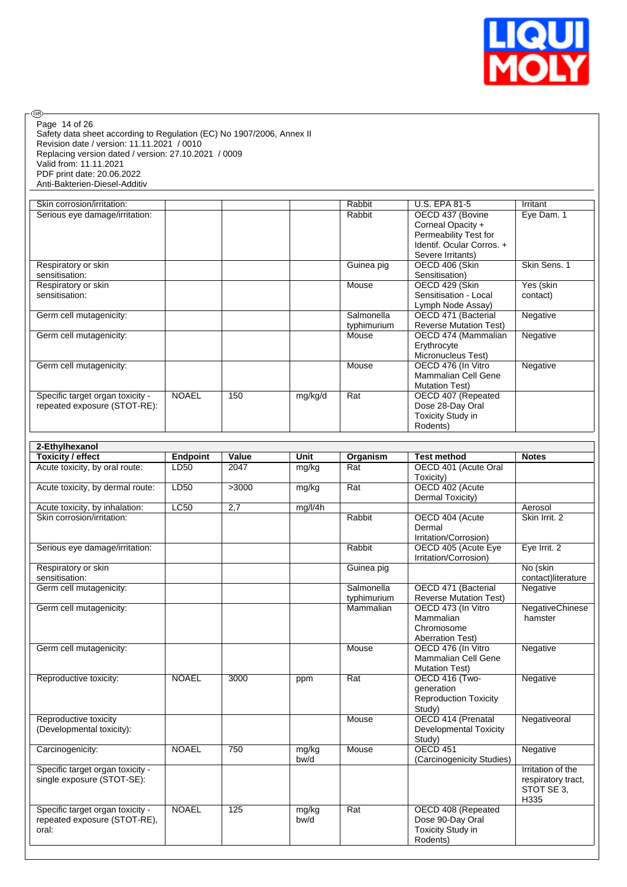| Toxicity / effect | Endpoint | Value | Unit | Organism | Test method | Notes |
|---|---|---|---|---|---|---|
| Skin corrosion/irritation: | | | | Rabbit | U.S. EPA 81-5 | Irritant |
| Serious eye damage/irritation: | | | | Rabbit | OECD 437 (Bovine Corneal Opacity + Permeability Test for Identif. Ocular Corros. + Severe Irritants) | Eye Dam. 1 |
| Respiratory or skin sensitisation: | | | | Guinea pig | OECD 406 (Skin Sensitisation) | Skin Sens. 1 |
| Respiratory or skin sensitisation: | | | | Mouse | OECD 429 (Skin Sensitisation - Local Lymph Node Assay) | Yes (skin contact) |
| Germ cell mutagenicity: | | | | Salmonella typhimurium | OECD 471 (Bacterial Reverse Mutation Test) | Negative |
| Germ cell mutagenicity: | | | | Mouse | OECD 474 (Mammalian Erythrocyte Micronucleus Test) | Negative |
| Germ cell mutagenicity: | | | | Mouse | OECD 476 (In Vitro Mammalian Cell Gene Mutation Test) | Negative |
| Specific target organ toxicity - repeated exposure (STOT-RE): | NOAEL | 150 | mg/kg/d | Rat | OECD 407 (Repeated Dose 28-Day Oral Toxicity Study in Rodents) | |

**2-Ethylhexanol**

| Toxicity / effect | Endpoint | Value | Unit | Organism | Test method | Notes |
|---|---|---|---|---|---|---|
| Acute toxicity, by oral route: | LD50 | 2047 | mg/kg | Rat | OECD 401 (Acute Oral Toxicity) | |
| Acute toxicity, by dermal route: | LD50 | >3000 | mg/kg | Rat | OECD 402 (Acute Dermal Toxicity) | |
| Acute toxicity, by inhalation: | LC50 | 2,7 | mg/l/4h | | | Aerosol |
| Skin corrosion/irritation: | | | | Rabbit | OECD 404 (Acute Dermal Irritation/Corrosion) | Skin Irrit. 2 |
| Serious eye damage/irritation: | | | | Rabbit | OECD 405 (Acute Eye Irritation/Corrosion) | Eye Irrit. 2 |
| Respiratory or skin sensitisation: | | | | Guinea pig | | No (skin contact)literature |
| Germ cell mutagenicity: | | | | Salmonella typhimurium | OECD 471 (Bacterial Reverse Mutation Test) | Negative |
| Germ cell mutagenicity: | | | | Mammalian | OECD 473 (In Vitro Mammalian Chromosome Aberration Test) | NegativeChinese hamster |
| Germ cell mutagenicity: | | | | Mouse | OECD 476 (In Vitro Mammalian Cell Gene Mutation Test) | Negative |
| Reproductive toxicity: | NOAEL | 3000 | ppm | Rat | OECD 416 (Two-generation Reproduction Toxicity Study) | Negative |
| Reproductive toxicity (Developmental toxicity): | | | | Mouse | OECD 414 (Prenatal Developmental Toxicity Study) | Negativeoral |
| Carcinogenicity: | NOAEL | 750 | mg/kg bw/d | Mouse | OECD 451 (Carcinogenicity Studies) | Negative |
| Specific target organ toxicity - single exposure (STOT-SE): | | | | | | Irritation of the respiratory tract, STOT SE 3, H335 |
| Specific target organ toxicity - repeated exposure (STOT-RE), oral: | NOAEL | 125 | mg/kg bw/d | Rat | OECD 408 (Repeated Dose 90-Day Oral Toxicity Study in Rodents) | |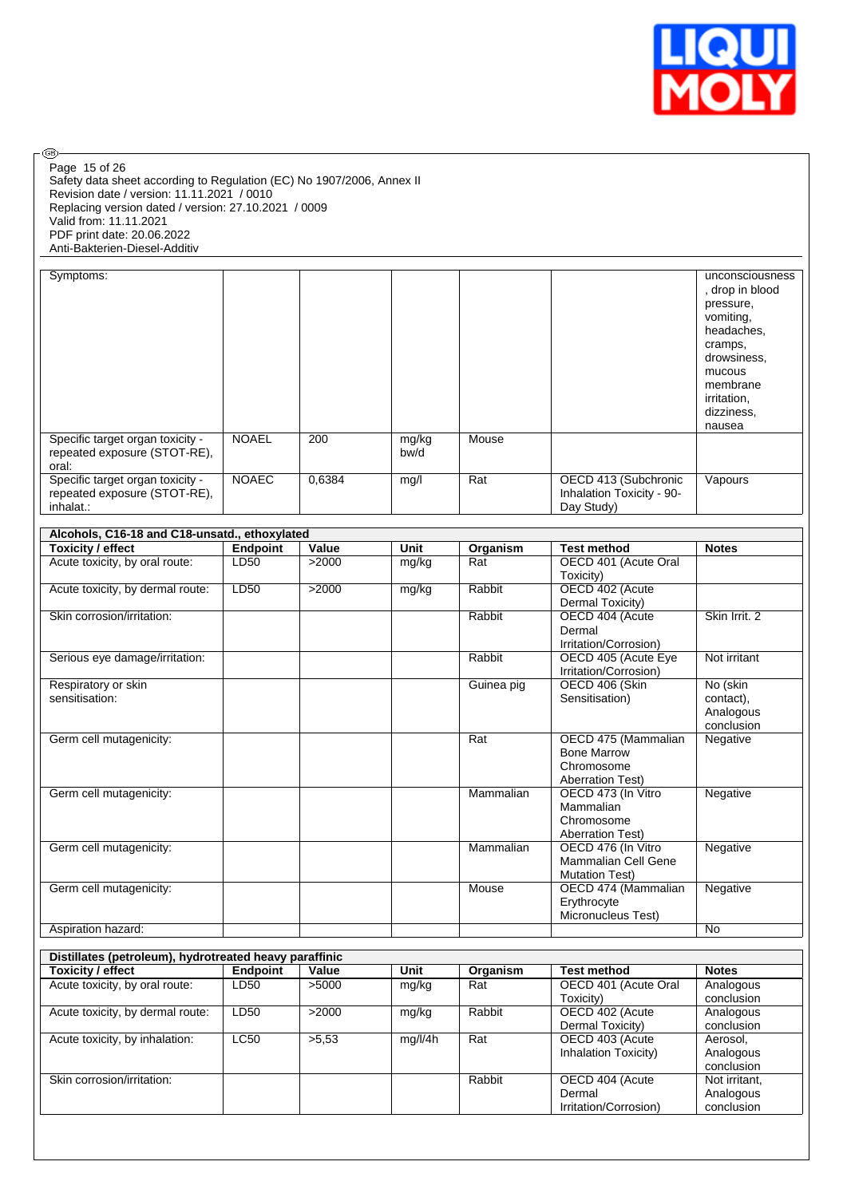Safety data sheet according to Regulation (EC) No 1907/2006, Annex II
Revision date / version: 11.11.2021 / 0010
Replacing version dated / version: 27.10.2021 / 0009
Valid from: 11.11.2021
PDF print date: 20.06.2022
Anti-Bakterien-Diesel-Additiv

| | | | | | | |
|---|---|---|---|---|---|---|
| Symptoms: | | | | | | unconsciousness, drop in blood pressure, vomiting, headaches, cramps, drowsiness, mucous membrane irritation, dizziness, nausea |
| Specific target organ toxicity - repeated exposure (STOT-RE), oral: | NOAEL | 200 | mg/kg bw/d | Mouse | | |
| Specific target organ toxicity - repeated exposure (STOT-RE), inhalat.: | NOAEC | 0,6384 | mg/l | Rat | OECD 413 (Subchronic Inhalation Toxicity - 90-Day Study) | Vapours |

**Alcohols, C16-18 and C18-unsatd., ethoxylated**

| Toxicity / effect | Endpoint | Value | Unit | Organism | Test method | Notes |
|---|---|---|---|---|---|---|
| Acute toxicity, by oral route: | LD50 | >2000 | mg/kg | Rat | OECD 401 (Acute Oral Toxicity) | |
| Acute toxicity, by dermal route: | LD50 | >2000 | mg/kg | Rabbit | OECD 402 (Acute Dermal Toxicity) | |
| Skin corrosion/irritation: | | | | Rabbit | OECD 404 (Acute Dermal Irritation/Corrosion) | Skin Irrit. 2 |
| Serious eye damage/irritation: | | | | Rabbit | OECD 405 (Acute Eye Irritation/Corrosion) | Not irritant |
| Respiratory or skin sensitisation: | | | | Guinea pig | OECD 406 (Skin Sensitisation) | No (skin contact), Analogous conclusion |
| Germ cell mutagenicity: | | | | Rat | OECD 475 (Mammalian Bone Marrow Chromosome Aberration Test) | Negative |
| Germ cell mutagenicity: | | | | Mammalian | OECD 473 (In Vitro Mammalian Chromosome Aberration Test) | Negative |
| Germ cell mutagenicity: | | | | Mammalian | OECD 476 (In Vitro Mammalian Cell Gene Mutation Test) | Negative |
| Germ cell mutagenicity: | | | | Mouse | OECD 474 (Mammalian Erythrocyte Micronucleus Test) | Negative |
| Aspiration hazard: | | | | | | No |

**Distillates (petroleum), hydrotreated heavy paraffinic**

| Toxicity / effect | Endpoint | Value | Unit | Organism | Test method | Notes |
|---|---|---|---|---|---|---|
| Acute toxicity, by oral route: | LD50 | >5000 | mg/kg | Rat | OECD 401 (Acute Oral Toxicity) | Analogous conclusion |
| Acute toxicity, by dermal route: | LD50 | >2000 | mg/kg | Rabbit | OECD 402 (Acute Dermal Toxicity) | Analogous conclusion |
| Acute toxicity, by inhalation: | LC50 | >5,53 | mg/l/4h | Rat | OECD 403 (Acute Inhalation Toxicity) | Aerosol, Analogous conclusion |
| Skin corrosion/irritation: | | | | Rabbit | OECD 404 (Acute Dermal Irritation/Corrosion) | Not irritant, Analogous conclusion |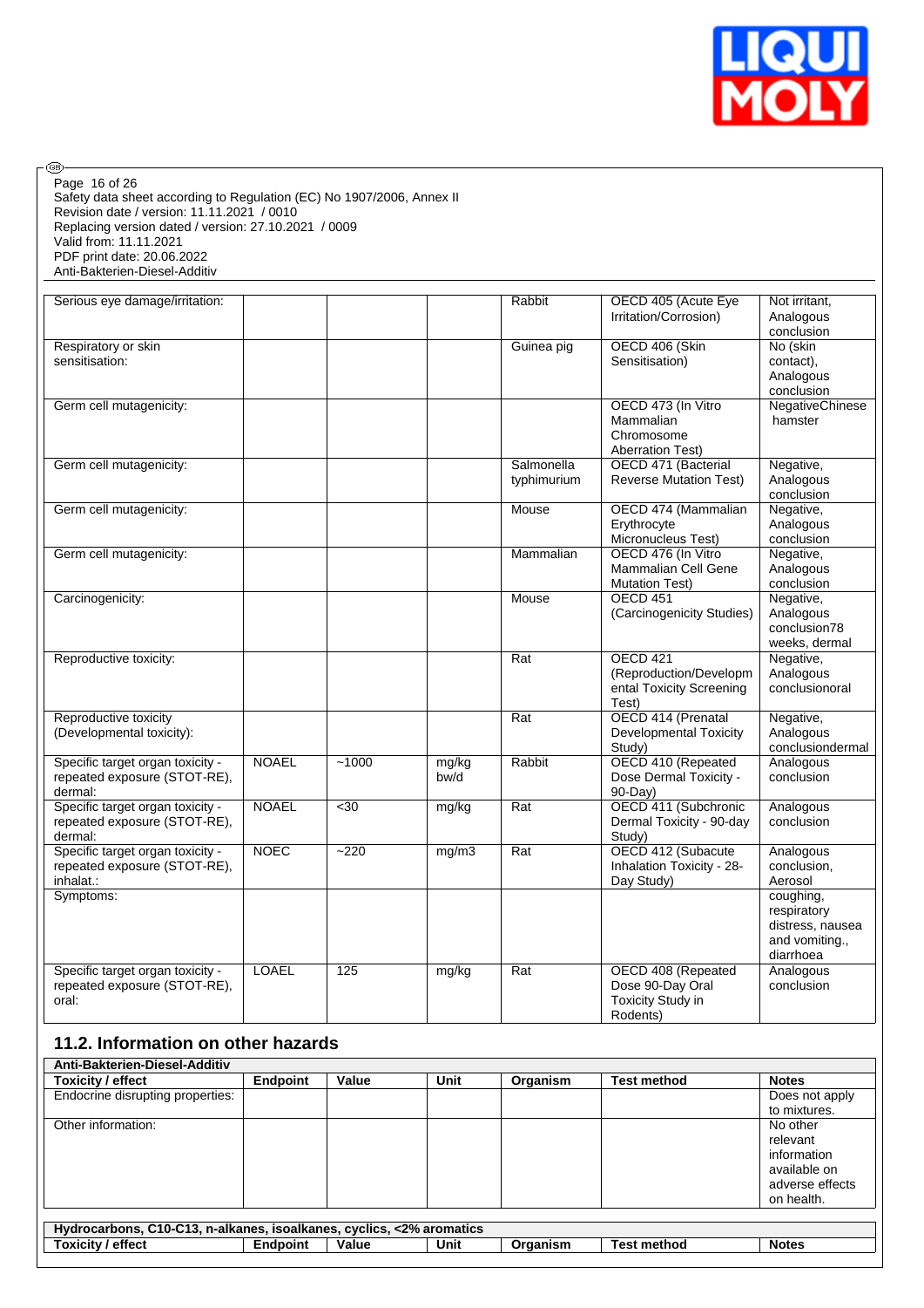Page 16 of 26
Safety data sheet according to Regulation (EC) No 1907/2006, Annex II
Revision date / version: 11.11.2021 / 0010
Replacing version dated / version: 27.10.2021 / 0009
Valid from: 11.11.2021
PDF print date: 20.06.2022
Anti-Bakterien-Diesel-Additiv

| | | | | | | |
|---|---|---|---|---|---|---|
| Serious eye damage/irritation: | | | | Rabbit | OECD 405 (Acute Eye Irritation/Corrosion) | Not irritant, Analogous conclusion |
| Respiratory or skin sensitisation: | | | | Guinea pig | OECD 406 (Skin Sensitisation) | No (skin contact), Analogous conclusion |
| Germ cell mutagenicity: | | | | | OECD 473 (In Vitro Mammalian Chromosome Aberration Test) | NegativeChinese hamster |
| Germ cell mutagenicity: | | | | Salmonella typhimurium | OECD 471 (Bacterial Reverse Mutation Test) | Negative, Analogous conclusion |
| Germ cell mutagenicity: | | | | Mouse | OECD 474 (Mammalian Erythrocyte Micronucleus Test) | Negative, Analogous conclusion |
| Germ cell mutagenicity: | | | | Mammalian | OECD 476 (In Vitro Mammalian Cell Gene Mutation Test) | Negative, Analogous conclusion |
| Carcinogenicity: | | | | Mouse | OECD 451 (Carcinogenicity Studies) | Negative, Analogous conclusion78 weeks, dermal |
| Reproductive toxicity: | | | | Rat | OECD 421 (Reproduction/Developmental Toxicity Screening Test) | Negative, Analogous conclusionoral |
| Reproductive toxicity (Developmental toxicity): | | | | Rat | OECD 414 (Prenatal Developmental Toxicity Study) | Negative, Analogous conclusiondermal |
| Specific target organ toxicity - repeated exposure (STOT-RE), dermal: | NOAEL | ~1000 | mg/kg bw/d | Rabbit | OECD 410 (Repeated Dose Dermal Toxicity - 90-Day) | Analogous conclusion |
| Specific target organ toxicity - repeated exposure (STOT-RE), dermal: | NOAEL | <30 | mg/kg | Rat | OECD 411 (Subchronic Dermal Toxicity - 90-day Study) | Analogous conclusion |
| Specific target organ toxicity - repeated exposure (STOT-RE), inhalat.: | NOEC | ~220 | mg/m3 | Rat | OECD 412 (Subacute Inhalation Toxicity - 28-Day Study) | Analogous conclusion, Aerosol |
| Symptoms: | | | | | | coughing, respiratory distress, nausea and vomiting., diarrhoea |
| Specific target organ toxicity - repeated exposure (STOT-RE), oral: | LOAEL | 125 | mg/kg | Rat | OECD 408 (Repeated Dose 90-Day Oral Toxicity Study in Rodents) | Analogous conclusion |

## 11.2. Information on other hazards

| Anti-Bakterien-Diesel-Additiv | | | | | | |
|---|---|---|---|---|---|---|
| **Toxicity / effect** | **Endpoint** | **Value** | **Unit** | **Organism** | **Test method** | **Notes** |
| Endocrine disrupting properties: | | | | | | Does not apply to mixtures. |
| Other information: | | | | | | No other relevant information available on adverse effects on health. |

| Hydrocarbons, C10-C13, n-alkanes, isoalkanes, cyclics, <2% aromatics | | | | | | |
|---|---|---|---|---|---|---|
| **Toxicity / effect** | **Endpoint** | **Value** | **Unit** | **Organism** | **Test method** | **Notes** |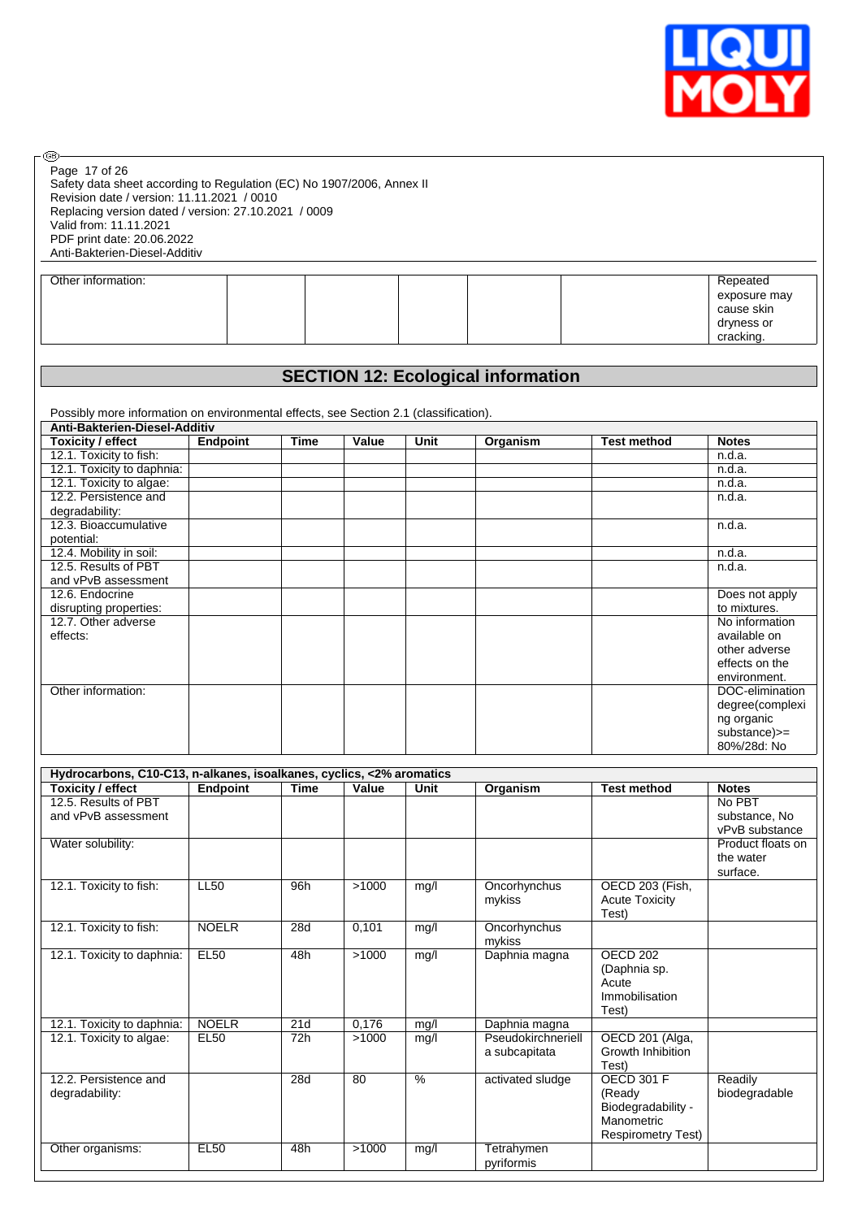Safety data sheet according to Regulation (EC) No 1907/2006, Annex II
Revision date / version: 11.11.2021 / 0010
Replacing version dated / version: 27.10.2021 / 0009
Valid from: 11.11.2021
PDF print date: 20.06.2022
Anti-Bakterien-Diesel-Additiv

| Other information: | | | | | | | Repeated exposure may cause skin dryness or cracking. |
|---|---|---|---|---|---|---|---|

## SECTION 12: Ecological information

Possibly more information on environmental effects, see Section 2.1 (classification).

| Anti-Bakterien-Diesel-Additiv | | | | | | | |
|---|---|---|---|---|---|---|---|
| **Toxicity / effect** | **Endpoint** | **Time** | **Value** | **Unit** | **Organism** | **Test method** | **Notes** |
| 12.1. Toxicity to fish: | | | | | | | n.d.a. |
| 12.1. Toxicity to daphnia: | | | | | | | n.d.a. |
| 12.1. Toxicity to algae: | | | | | | | n.d.a. |
| 12.2. Persistence and degradability: | | | | | | | n.d.a. |
| 12.3. Bioaccumulative potential: | | | | | | | n.d.a. |
| 12.4. Mobility in soil: | | | | | | | n.d.a. |
| 12.5. Results of PBT and vPvB assessment | | | | | | | n.d.a. |
| 12.6. Endocrine disrupting properties: | | | | | | | Does not apply to mixtures. |
| 12.7. Other adverse effects: | | | | | | | No information available on other adverse effects on the environment. |
| Other information: | | | | | | | DOC-elimination degree(complexing organic substance)>= 80%/28d: No |

| Hydrocarbons, C10-C13, n-alkanes, isoalkanes, cyclics, <2% aromatics | | | | | | | |
|---|---|---|---|---|---|---|---|
| **Toxicity / effect** | **Endpoint** | **Time** | **Value** | **Unit** | **Organism** | **Test method** | **Notes** |
| 12.5. Results of PBT and vPvB assessment | | | | | | | No PBT substance, No vPvB substance |
| Water solubility: | | | | | | | Product floats on the water surface. |
| 12.1. Toxicity to fish: | LL50 | 96h | >1000 | mg/l | Oncorhynchus mykiss | OECD 203 (Fish, Acute Toxicity Test) | |
| 12.1. Toxicity to fish: | NOELR | 28d | 0,101 | mg/l | Oncorhynchus mykiss | | |
| 12.1. Toxicity to daphnia: | EL50 | 48h | >1000 | mg/l | Daphnia magna | OECD 202 (Daphnia sp. Acute Immobilisation Test) | |
| 12.1. Toxicity to daphnia: | NOELR | 21d | 0,176 | mg/l | Daphnia magna | | |
| 12.1. Toxicity to algae: | EL50 | 72h | >1000 | mg/l | Pseudokirchneriella subcapitata | OECD 201 (Alga, Growth Inhibition Test) | |
| 12.2. Persistence and degradability: | | 28d | 80 | % | activated sludge | OECD 301 F (Ready Biodegradability - Manometric Respirometry Test) | Readily biodegradable |
| Other organisms: | EL50 | 48h | >1000 | mg/l | Tetrahymen pyriformis | | |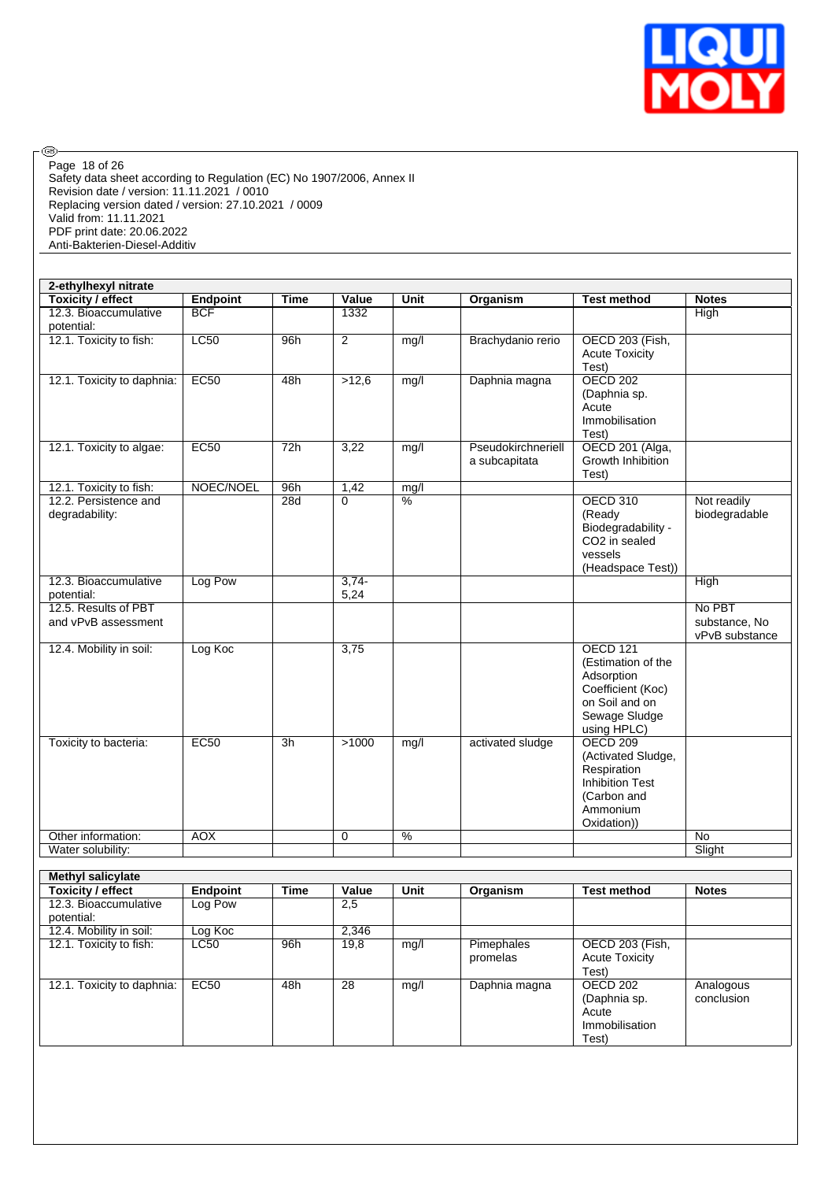| 2-ethylhexyl nitrate | | | | | | | |
|---|---|---|---|---|---|---|---|
| **Toxicity / effect** | **Endpoint** | **Time** | **Value** | **Unit** | **Organism** | **Test method** | **Notes** |
| 12.3. Bioaccumulative potential: | BCF | | 1332 | | | | High |
| 12.1. Toxicity to fish: | LC50 | 96h | 2 | mg/l | Brachydanio rerio | OECD 203 (Fish, Acute Toxicity Test) | |
| 12.1. Toxicity to daphnia: | EC50 | 48h | >12,6 | mg/l | Daphnia magna | OECD 202 (Daphnia sp. Acute Immobilisation Test) | |
| 12.1. Toxicity to algae: | EC50 | 72h | 3,22 | mg/l | Pseudokirchneriella subcapitata | OECD 201 (Alga, Growth Inhibition Test) | |
| 12.1. Toxicity to fish: | NOEC/NOEL | 96h | 1,42 | mg/l | | | |
| 12.2. Persistence and degradability: | | 28d | 0 | % | | OECD 310 (Ready Biodegradability - CO2 in sealed vessels (Headspace Test)) | Not readily biodegradable |
| 12.3. Bioaccumulative potential: | Log Pow | | 3,74-5,24 | | | | High |
| 12.5. Results of PBT and vPvB assessment | | | | | | | No PBT substance, No vPvB substance |
| 12.4. Mobility in soil: | Log Koc | | 3,75 | | | OECD 121 (Estimation of the Adsorption Coefficient (Koc) on Soil and on Sewage Sludge using HPLC) | |
| Toxicity to bacteria: | EC50 | 3h | >1000 | mg/l | activated sludge | OECD 209 (Activated Sludge, Respiration Inhibition Test (Carbon and Ammonium Oxidation)) | |
| Other information: | AOX | | 0 | % | | | No |
| Water solubility: | | | | | | | Slight |

| Methyl salicylate | | | | | | | |
|---|---|---|---|---|---|---|---|
| **Toxicity / effect** | **Endpoint** | **Time** | **Value** | **Unit** | **Organism** | **Test method** | **Notes** |
| 12.3. Bioaccumulative potential: | Log Pow | | 2,5 | | | | |
| 12.4. Mobility in soil: | Log Koc | | 2,346 | | | | |
| 12.1. Toxicity to fish: | LC50 | 96h | 19,8 | mg/l | Pimephales promelas | OECD 203 (Fish, Acute Toxicity Test) | |
| 12.1. Toxicity to daphnia: | EC50 | 48h | 28 | mg/l | Daphnia magna | OECD 202 (Daphnia sp. Acute Immobilisation Test) | Analogous conclusion |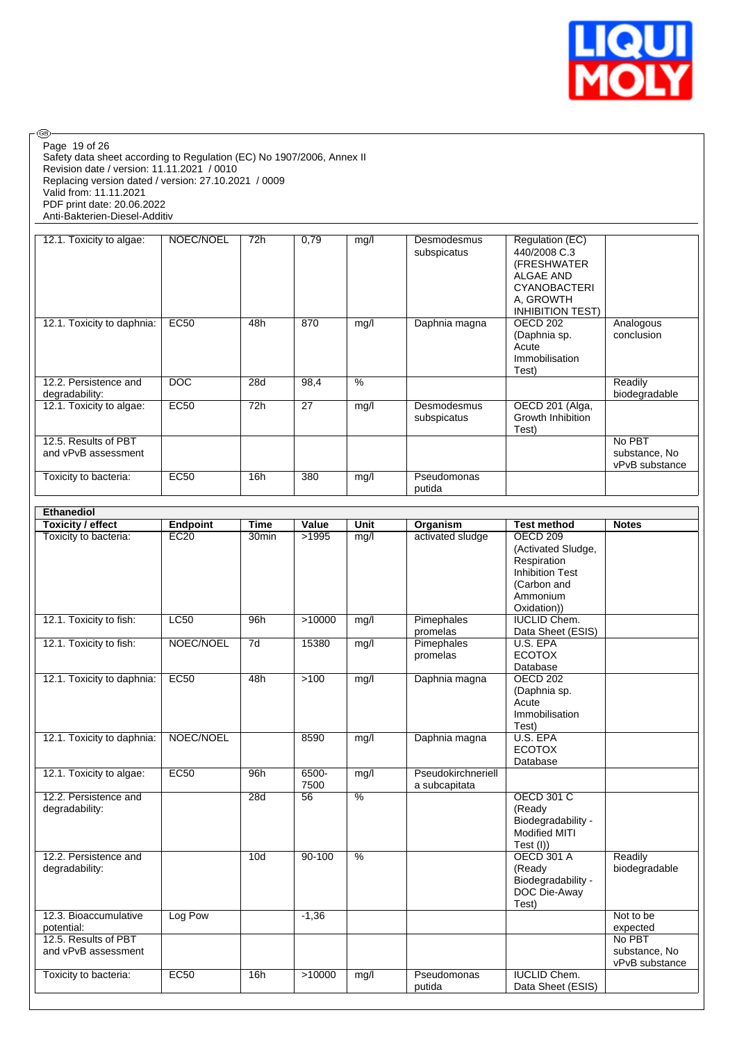| | | | | | | | |
|---|---|---|---|---|---|---|---|
| 12.1. Toxicity to algae: | NOEC/NOEL | 72h | 0,79 | mg/l | Desmodesmus subspicatus | Regulation (EC) 440/2008 C.3 (FRESHWATER ALGAE AND CYANOBACTERIA, GROWTH INHIBITION TEST) | |
| 12.1. Toxicity to daphnia: | EC50 | 48h | 870 | mg/l | Daphnia magna | OECD 202 (Daphnia sp. Acute Immobilisation Test) | Analogous conclusion |
| 12.2. Persistence and degradability: | DOC | 28d | 98,4 | % | | | Readily biodegradable |
| 12.1. Toxicity to algae: | EC50 | 72h | 27 | mg/l | Desmodesmus subspicatus | OECD 201 (Alga, Growth Inhibition Test) | |
| 12.5. Results of PBT and vPvB assessment | | | | | | | No PBT substance, No vPvB substance |
| Toxicity to bacteria: | EC50 | 16h | 380 | mg/l | Pseudomonas putida | | |

**Ethanediol**

| Toxicity / effect | Endpoint | Time | Value | Unit | Organism | Test method | Notes |
|---|---|---|---|---|---|---|---|
| Toxicity to bacteria: | EC20 | 30min | >1995 | mg/l | activated sludge | OECD 209 (Activated Sludge, Respiration Inhibition Test (Carbon and Ammonium Oxidation)) | |
| 12.1. Toxicity to fish: | LC50 | 96h | >10000 | mg/l | Pimephales promelas | IUCLID Chem. Data Sheet (ESIS) | |
| 12.1. Toxicity to fish: | NOEC/NOEL | 7d | 15380 | mg/l | Pimephales promelas | U.S. EPA ECOTOX Database | |
| 12.1. Toxicity to daphnia: | EC50 | 48h | >100 | mg/l | Daphnia magna | OECD 202 (Daphnia sp. Acute Immobilisation Test) | |
| 12.1. Toxicity to daphnia: | NOEC/NOEL | | 8590 | mg/l | Daphnia magna | U.S. EPA ECOTOX Database | |
| 12.1. Toxicity to algae: | EC50 | 96h | 6500-7500 | mg/l | Pseudokirchneriella subcapitata | | |
| 12.2. Persistence and degradability: | | 28d | 56 | % | | OECD 301 C (Ready Biodegradability - Modified MITI Test (I)) | |
| 12.2. Persistence and degradability: | | 10d | 90-100 | % | | OECD 301 A (Ready Biodegradability - DOC Die-Away Test) | Readily biodegradable |
| 12.3. Bioaccumulative potential: | Log Pow | | -1,36 | | | | Not to be expected |
| 12.5. Results of PBT and vPvB assessment | | | | | | | No PBT substance, No vPvB substance |
| Toxicity to bacteria: | EC50 | 16h | >10000 | mg/l | Pseudomonas putida | IUCLID Chem. Data Sheet (ESIS) | |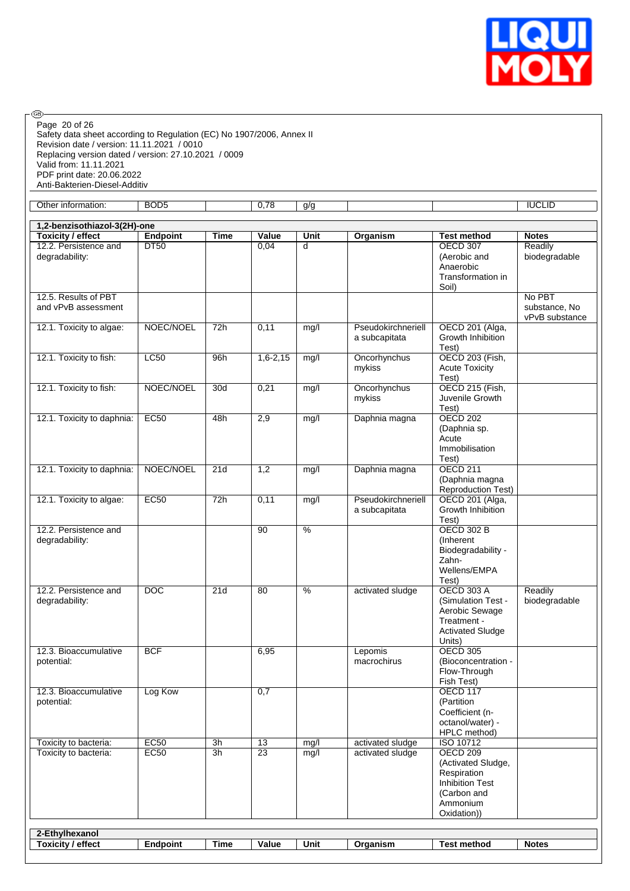Safety data sheet according to Regulation (EC) No 1907/2006, Annex II
Revision date / version: 11.11.2021 / 0010
Replacing version dated / version: 27.10.2021 / 0009
Valid from: 11.11.2021
PDF print date: 20.06.2022
Anti-Bakterien-Diesel-Additiv

| Other information: | BOD5 | | 0,78 | g/g | | | IUCLID |
|---|---|---|---|---|---|---|---|

| 1,2-benzisothiazol-3(2H)-one | | | | | | | |
|---|---|---|---|---|---|---|---|
| **Toxicity / effect** | **Endpoint** | **Time** | **Value** | **Unit** | **Organism** | **Test method** | **Notes** |
| 12.2. Persistence and degradability: | DT50 | | 0,04 | d | | OECD 307 (Aerobic and Anaerobic Transformation in Soil) | Readily biodegradable |
| 12.5. Results of PBT and vPvB assessment | | | | | | | No PBT substance, No vPvB substance |
| 12.1. Toxicity to algae: | NOEC/NOEL | 72h | 0,11 | mg/l | Pseudokirchneriella subcapitata | OECD 201 (Alga, Growth Inhibition Test) | |
| 12.1. Toxicity to fish: | LC50 | 96h | 1,6-2,15 | mg/l | Oncorhynchus mykiss | OECD 203 (Fish, Acute Toxicity Test) | |
| 12.1. Toxicity to fish: | NOEC/NOEL | 30d | 0,21 | mg/l | Oncorhynchus mykiss | OECD 215 (Fish, Juvenile Growth Test) | |
| 12.1. Toxicity to daphnia: | EC50 | 48h | 2,9 | mg/l | Daphnia magna | OECD 202 (Daphnia sp. Acute Immobilisation Test) | |
| 12.1. Toxicity to daphnia: | NOEC/NOEL | 21d | 1,2 | mg/l | Daphnia magna | OECD 211 (Daphnia magna Reproduction Test) | |
| 12.1. Toxicity to algae: | EC50 | 72h | 0,11 | mg/l | Pseudokirchneriella subcapitata | OECD 201 (Alga, Growth Inhibition Test) | |
| 12.2. Persistence and degradability: | | | 90 | % | | OECD 302 B (Inherent Biodegradability - Zahn-Wellens/EMPA Test) | |
| 12.2. Persistence and degradability: | DOC | 21d | 80 | % | activated sludge | OECD 303 A (Simulation Test - Aerobic Sewage Treatment - Activated Sludge Units) | Readily biodegradable |
| 12.3. Bioaccumulative potential: | BCF | | 6,95 | | Lepomis macrochirus | OECD 305 (Bioconcentration - Flow-Through Fish Test) | |
| 12.3. Bioaccumulative potential: | Log Kow | | 0,7 | | | OECD 117 (Partition Coefficient (n-octanol/water) - HPLC method) | |
| Toxicity to bacteria: | EC50 | 3h | 13 | mg/l | activated sludge | ISO 10712 | |
| Toxicity to bacteria: | EC50 | 3h | 23 | mg/l | activated sludge | OECD 209 (Activated Sludge, Respiration Inhibition Test (Carbon and Ammonium Oxidation)) | |

| 2-Ethylhexanol | | | | | | | |
|---|---|---|---|---|---|---|---|
| **Toxicity / effect** | **Endpoint** | **Time** | **Value** | **Unit** | **Organism** | **Test method** | **Notes** |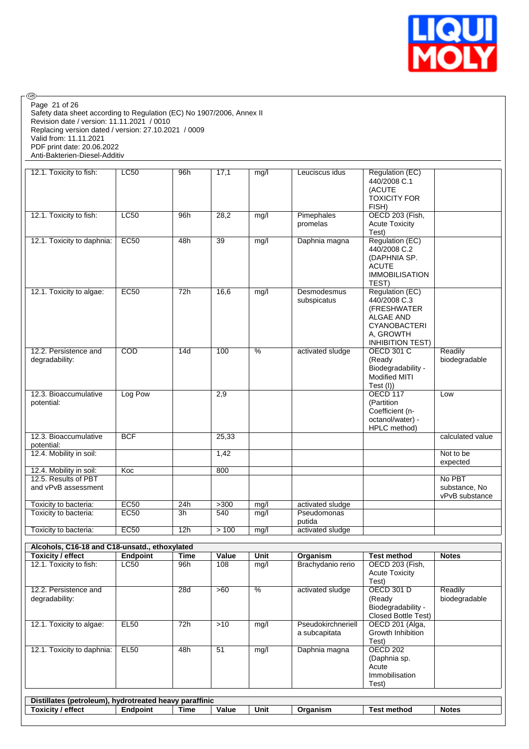Safety data sheet according to Regulation (EC) No 1907/2006, Annex II
Revision date / version: 11.11.2021 / 0010
Replacing version dated / version: 27.10.2021 / 0009
Valid from: 11.11.2021
PDF print date: 20.06.2022
Anti-Bakterien-Diesel-Additiv

| | | | | | | | |
|---|---|---|---|---|---|---|---|
| 12.1. Toxicity to fish: | LC50 | 96h | 17,1 | mg/l | Leuciscus idus | Regulation (EC) 440/2008 C.1 (ACUTE TOXICITY FOR FISH) | |
| 12.1. Toxicity to fish: | LC50 | 96h | 28,2 | mg/l | Pimephales promelas | OECD 203 (Fish, Acute Toxicity Test) | |
| 12.1. Toxicity to daphnia: | EC50 | 48h | 39 | mg/l | Daphnia magna | Regulation (EC) 440/2008 C.2 (DAPHNIA SP. ACUTE IMMOBILISATION TEST) | |
| 12.1. Toxicity to algae: | EC50 | 72h | 16,6 | mg/l | Desmodesmus subspicatus | Regulation (EC) 440/2008 C.3 (FRESHWATER ALGAE AND CYANOBACTERIA, GROWTH INHIBITION TEST) | |
| 12.2. Persistence and degradability: | COD | 14d | 100 | % | activated sludge | OECD 301 C (Ready Biodegradability - Modified MITI Test (I)) | Readily biodegradable |
| 12.3. Bioaccumulative potential: | Log Pow | | 2,9 | | | OECD 117 (Partition Coefficient (n-octanol/water) - HPLC method) | Low |
| 12.3. Bioaccumulative potential: | BCF | | 25,33 | | | | calculated value |
| 12.4. Mobility in soil: | | | 1,42 | | | | Not to be expected |
| 12.4. Mobility in soil: | Koc | | 800 | | | | |
| 12.5. Results of PBT and vPvB assessment | | | | | | | No PBT substance, No vPvB substance |
| Toxicity to bacteria: | EC50 | 24h | >300 | mg/l | activated sludge | | |
| Toxicity to bacteria: | EC50 | 3h | 540 | mg/l | Pseudomonas putida | | |
| Toxicity to bacteria: | EC50 | 12h | > 100 | mg/l | activated sludge | | |

**Alcohols, C16-18 and C18-unsatd., ethoxylated**

| Toxicity / effect | Endpoint | Time | Value | Unit | Organism | Test method | Notes |
|---|---|---|---|---|---|---|---|
| 12.1. Toxicity to fish: | LC50 | 96h | 108 | mg/l | Brachydanio rerio | OECD 203 (Fish, Acute Toxicity Test) | |
| 12.2. Persistence and degradability: | | 28d | >60 | % | activated sludge | OECD 301 D (Ready Biodegradability - Closed Bottle Test) | Readily biodegradable |
| 12.1. Toxicity to algae: | EL50 | 72h | >10 | mg/l | Pseudokirchneriella subcapitata | OECD 201 (Alga, Growth Inhibition Test) | |
| 12.1. Toxicity to daphnia: | EL50 | 48h | 51 | mg/l | Daphnia magna | OECD 202 (Daphnia sp. Acute Immobilisation Test) | |

**Distillates (petroleum), hydrotreated heavy paraffinic**

| Toxicity / effect | Endpoint | Time | Value | Unit | Organism | Test method | Notes |
|---|---|---|---|---|---|---|---|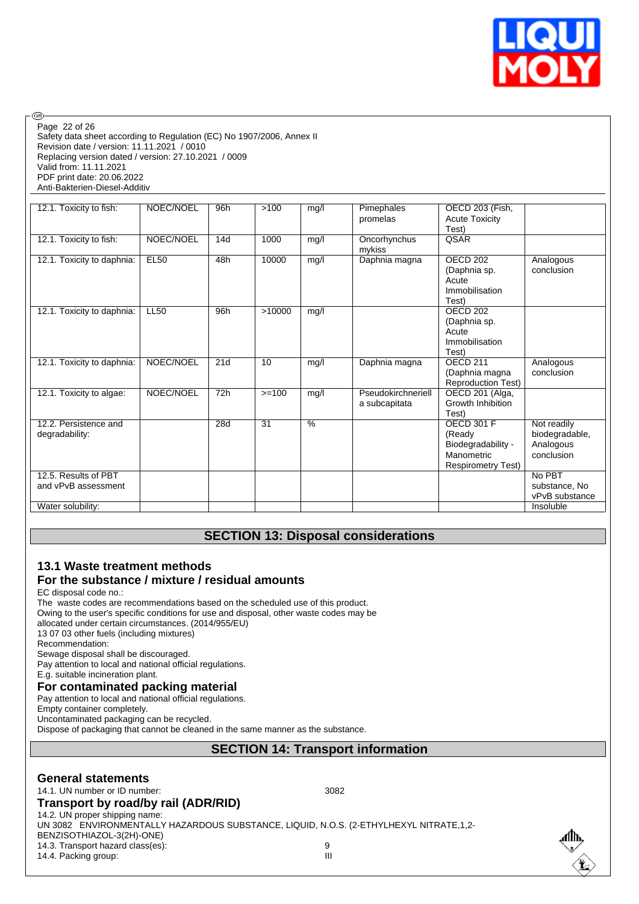Safety data sheet according to Regulation (EC) No 1907/2006, Annex II
Revision date / version: 11.11.2021 / 0010
Replacing version dated / version: 27.10.2021 / 0009
Valid from: 11.11.2021
PDF print date: 20.06.2022
Anti-Bakterien-Diesel-Additiv

| | | | | | | | |
|---|---|---|---|---|---|---|---|
| 12.1. Toxicity to fish: | NOEC/NOEL | 96h | >100 | mg/l | Pimephales promelas | OECD 203 (Fish, Acute Toxicity Test) | |
| 12.1. Toxicity to fish: | NOEC/NOEL | 14d | 1000 | mg/l | Oncorhynchus mykiss | QSAR | |
| 12.1. Toxicity to daphnia: | EL50 | 48h | 10000 | mg/l | Daphnia magna | OECD 202 (Daphnia sp. Acute Immobilisation Test) | Analogous conclusion |
| 12.1. Toxicity to daphnia: | LL50 | 96h | >10000 | mg/l | | OECD 202 (Daphnia sp. Acute Immobilisation Test) | |
| 12.1. Toxicity to daphnia: | NOEC/NOEL | 21d | 10 | mg/l | Daphnia magna | OECD 211 (Daphnia magna Reproduction Test) | Analogous conclusion |
| 12.1. Toxicity to algae: | NOEC/NOEL | 72h | >=100 | mg/l | Pseudokirchneriella subcapitata | OECD 201 (Alga, Growth Inhibition Test) | |
| 12.2. Persistence and degradability: | | 28d | 31 | % | | OECD 301 F (Ready Biodegradability - Manometric Respirometry Test) | Not readily biodegradable, Analogous conclusion |
| 12.5. Results of PBT and vPvB assessment | | | | | | | No PBT substance, No vPvB substance |
| Water solubility: | | | | | | | Insoluble |

## SECTION 13: Disposal considerations

### 13.1 Waste treatment methods

### For the substance / mixture / residual amounts

EC disposal code no.:
The waste codes are recommendations based on the scheduled use of this product.
Owing to the user's specific conditions for use and disposal, other waste codes may be allocated under certain circumstances. (2014/955/EU)
13 07 03 other fuels (including mixtures)
Recommendation:
Sewage disposal shall be discouraged.
Pay attention to local and national official regulations.
E.g. suitable incineration plant.

### For contaminated packing material

Pay attention to local and national official regulations.
Empty container completely.
Uncontaminated packaging can be recycled.
Dispose of packaging that cannot be cleaned in the same manner as the substance.

## SECTION 14: Transport information

### General statements

14.1. UN number or ID number: 3082

### Transport by road/by rail (ADR/RID)

14.2. UN proper shipping name:
UN 3082 ENVIRONMENTALLY HAZARDOUS SUBSTANCE, LIQUID, N.O.S. (2-ETHYLHEXYL NITRATE,1,2-BENZISOTHIAZOL-3(2H)-ONE)
14.3. Transport hazard class(es): 9
14.4. Packing group: III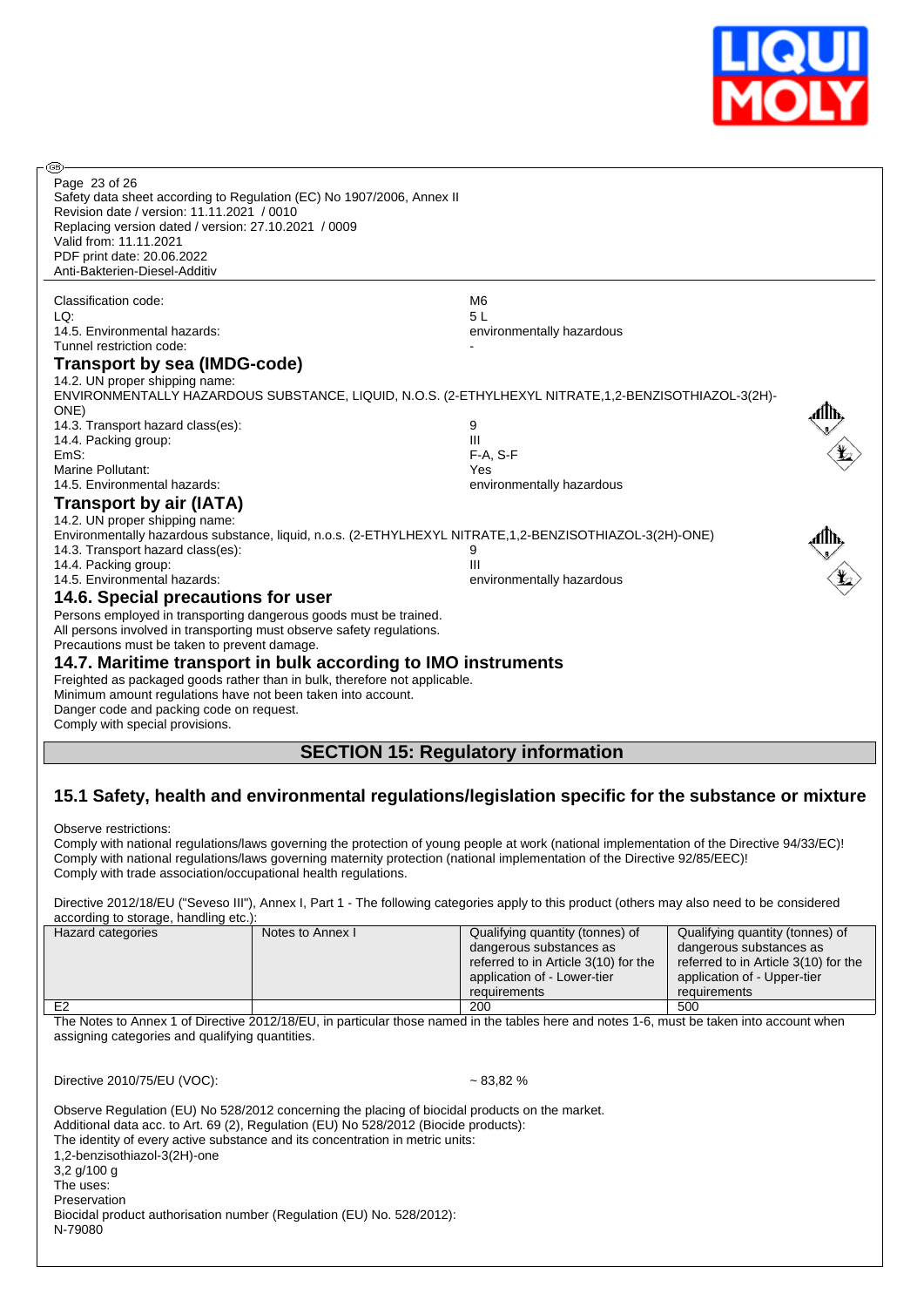Classification code: M6
LQ: 5 L
14.5. Environmental hazards: environmentally hazardous
Tunnel restriction code: -

### Transport by sea (IMDG-code)

14.2. UN proper shipping name:
ENVIRONMENTALLY HAZARDOUS SUBSTANCE, LIQUID, N.O.S. (2-ETHYLHEXYL NITRATE,1,2-BENZISOTHIAZOL-3(2H)-ONE)
14.3. Transport hazard class(es): 9
14.4. Packing group: III
EmS: F-A, S-F
Marine Pollutant: Yes
14.5. Environmental hazards: environmentally hazardous

### Transport by air (IATA)

14.2. UN proper shipping name:
Environmentally hazardous substance, liquid, n.o.s. (2-ETHYLHEXYL NITRATE,1,2-BENZISOTHIAZOL-3(2H)-ONE)
14.3. Transport hazard class(es): 9
14.4. Packing group: III
14.5. Environmental hazards: environmentally hazardous

### 14.6. Special precautions for user

Persons employed in transporting dangerous goods must be trained.
All persons involved in transporting must observe safety regulations.
Precautions must be taken to prevent damage.

### 14.7. Maritime transport in bulk according to IMO instruments

Freighted as packaged goods rather than in bulk, therefore not applicable.
Minimum amount regulations have not been taken into account.
Danger code and packing code on request.
Comply with special provisions.

## SECTION 15: Regulatory information

### 15.1 Safety, health and environmental regulations/legislation specific for the substance or mixture

Observe restrictions:
Comply with national regulations/laws governing the protection of young people at work (national implementation of the Directive 94/33/EC)!
Comply with national regulations/laws governing maternity protection (national implementation of the Directive 92/85/EEC)!
Comply with trade association/occupational health regulations.

Directive 2012/18/EU ("Seveso III"), Annex I, Part 1 - The following categories apply to this product (others may also need to be considered according to storage, handling etc.):

| Hazard categories | Notes to Annex I | Qualifying quantity (tonnes) of dangerous substances as referred to in Article 3(10) for the application of - Lower-tier requirements | Qualifying quantity (tonnes) of dangerous substances as referred to in Article 3(10) for the application of - Upper-tier requirements |
|---|---|---|---|
| E2 | | 200 | 500 |

The Notes to Annex 1 of Directive 2012/18/EU, in particular those named in the tables here and notes 1-6, must be taken into account when assigning categories and qualifying quantities.

Directive 2010/75/EU (VOC): ~ 83,82 %

Observe Regulation (EU) No 528/2012 concerning the placing of biocidal products on the market.
Additional data acc. to Art. 69 (2), Regulation (EU) No 528/2012 (Biocide products):
The identity of every active substance and its concentration in metric units:
1,2-benzisothiazol-3(2H)-one
3,2 g/100 g
The uses:
Preservation
Biocidal product authorisation number (Regulation (EU) No. 528/2012):
N-79080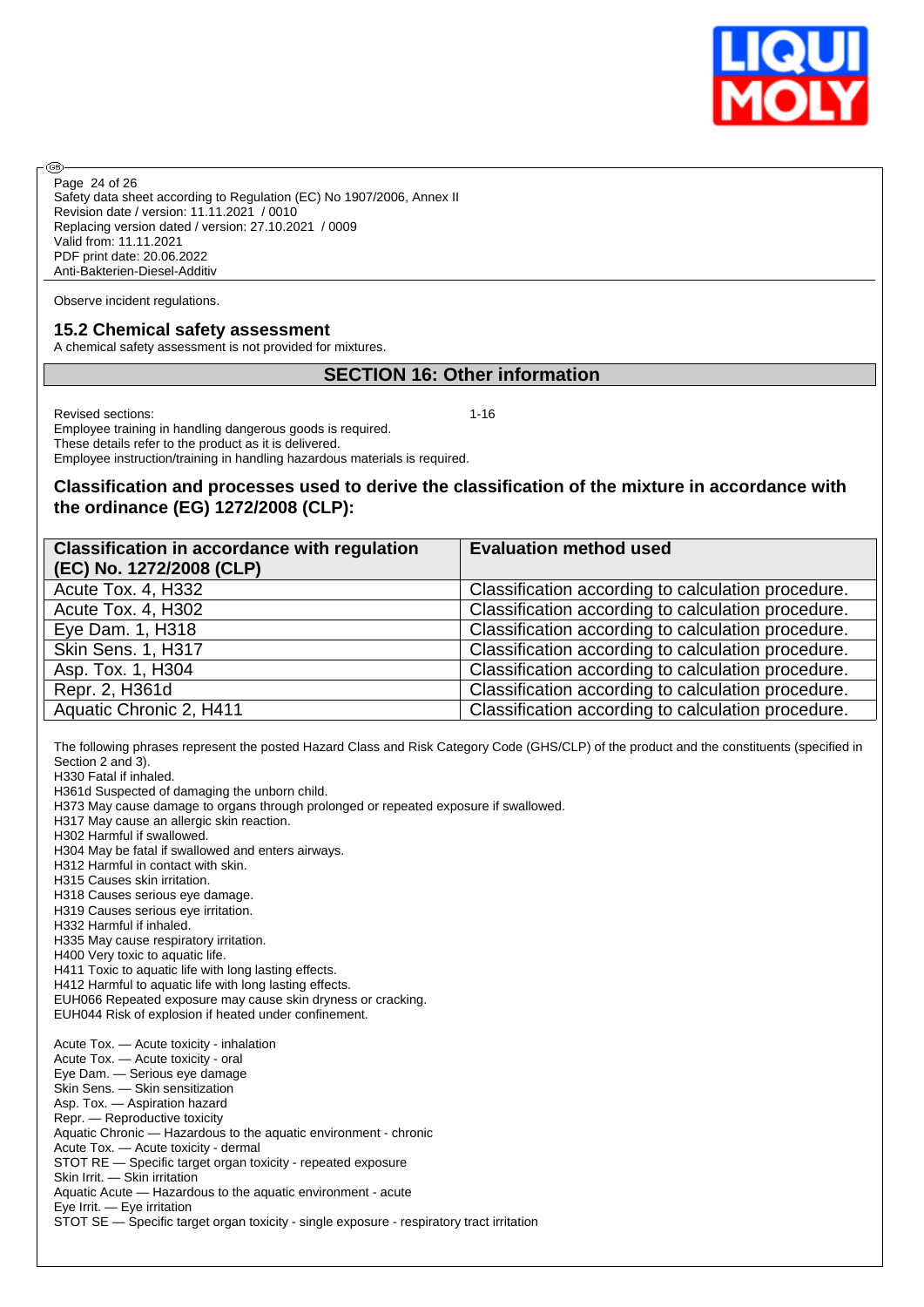Observe incident regulations.

## 15.2 Chemical safety assessment

A chemical safety assessment is not provided for mixtures.

## SECTION 16: Other information

Revised sections: 1-16

Employee training in handling dangerous goods is required.
These details refer to the product as it is delivered.
Employee instruction/training in handling hazardous materials is required.

### Classification and processes used to derive the classification of the mixture in accordance with the ordinance (EG) 1272/2008 (CLP):

| Classification in accordance with regulation (EC) No. 1272/2008 (CLP) | Evaluation method used |
|---|---|
| Acute Tox. 4, H332 | Classification according to calculation procedure. |
| Acute Tox. 4, H302 | Classification according to calculation procedure. |
| Eye Dam. 1, H318 | Classification according to calculation procedure. |
| Skin Sens. 1, H317 | Classification according to calculation procedure. |
| Asp. Tox. 1, H304 | Classification according to calculation procedure. |
| Repr. 2, H361d | Classification according to calculation procedure. |
| Aquatic Chronic 2, H411 | Classification according to calculation procedure. |

The following phrases represent the posted Hazard Class and Risk Category Code (GHS/CLP) of the product and the constituents (specified in Section 2 and 3).
H330 Fatal if inhaled.
H361d Suspected of damaging the unborn child.
H373 May cause damage to organs through prolonged or repeated exposure if swallowed.
H317 May cause an allergic skin reaction.
H302 Harmful if swallowed.
H304 May be fatal if swallowed and enters airways.
H312 Harmful in contact with skin.
H315 Causes skin irritation.
H318 Causes serious eye damage.
H319 Causes serious eye irritation.
H332 Harmful if inhaled.
H335 May cause respiratory irritation.
H400 Very toxic to aquatic life.
H411 Toxic to aquatic life with long lasting effects.
H412 Harmful to aquatic life with long lasting effects.
EUH066 Repeated exposure may cause skin dryness or cracking.
EUH044 Risk of explosion if heated under confinement.

Acute Tox. — Acute toxicity - inhalation
Acute Tox. — Acute toxicity - oral
Eye Dam. — Serious eye damage
Skin Sens. — Skin sensitization
Asp. Tox. — Aspiration hazard
Repr. — Reproductive toxicity
Aquatic Chronic — Hazardous to the aquatic environment - chronic
Acute Tox. — Acute toxicity - dermal
STOT RE — Specific target organ toxicity - repeated exposure
Skin Irrit. — Skin irritation
Aquatic Acute — Hazardous to the aquatic environment - acute
Eye Irrit. — Eye irritation
STOT SE — Specific target organ toxicity - single exposure - respiratory tract irritation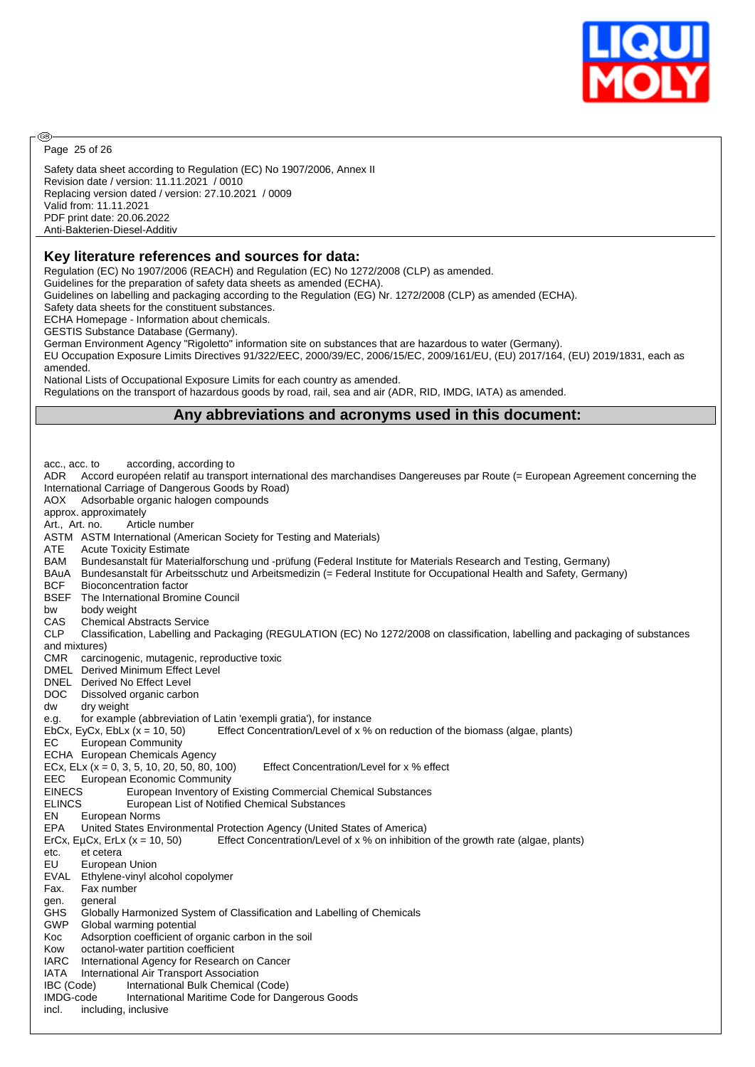## Key literature references and sources for data:

Regulation (EC) No 1907/2006 (REACH) and Regulation (EC) No 1272/2008 (CLP) as amended.
Guidelines for the preparation of safety data sheets as amended (ECHA).
Guidelines on labelling and packaging according to the Regulation (EG) Nr. 1272/2008 (CLP) as amended (ECHA).
Safety data sheets for the constituent substances.
ECHA Homepage - Information about chemicals.
GESTIS Substance Database (Germany).
German Environment Agency "Rigoletto" information site on substances that are hazardous to water (Germany).
EU Occupation Exposure Limits Directives 91/322/EEC, 2000/39/EC, 2006/15/EC, 2009/161/EU, (EU) 2017/164, (EU) 2019/1831, each as amended.
National Lists of Occupational Exposure Limits for each country as amended.
Regulations on the transport of hazardous goods by road, rail, sea and air (ADR, RID, IMDG, IATA) as amended.

## Any abbreviations and acronyms used in this document:

acc., acc. to according, according to
ADR Accord européen relatif au transport international des marchandises Dangereuses par Route (= European Agreement concerning the International Carriage of Dangerous Goods by Road)
AOX Adsorbable organic halogen compounds
approx. approximately
Art., Art. no. Article number
ASTM ASTM International (American Society for Testing and Materials)
ATE Acute Toxicity Estimate
BAM Bundesanstalt für Materialforschung und -prüfung (Federal Institute for Materials Research and Testing, Germany)
BAuA Bundesanstalt für Arbeitsschutz und Arbeitsmedizin (= Federal Institute for Occupational Health and Safety, Germany)
BCF Bioconcentration factor
BSEF The International Bromine Council
bw body weight
CAS Chemical Abstracts Service
CLP Classification, Labelling and Packaging (REGULATION (EC) No 1272/2008 on classification, labelling and packaging of substances and mixtures)
CMR carcinogenic, mutagenic, reproductive toxic
DMEL Derived Minimum Effect Level
DNEL Derived No Effect Level
DOC Dissolved organic carbon
dw dry weight
e.g. for example (abbreviation of Latin 'exempli gratia'), for instance
EbCx, EyCx, EbLx (x = 10, 50) Effect Concentration/Level of x % on reduction of the biomass (algae, plants)
EC European Community
ECHA European Chemicals Agency
ECx, ELx (x = 0, 3, 5, 10, 20, 50, 80, 100) Effect Concentration/Level for x % effect
EEC European Economic Community
EINECS European Inventory of Existing Commercial Chemical Substances
ELINCS European List of Notified Chemical Substances
EN European Norms
EPA United States Environmental Protection Agency (United States of America)
ErCx, EµCx, ErLx (x = 10, 50) Effect Concentration/Level of x % on inhibition of the growth rate (algae, plants)
etc. et cetera
EU European Union
EVAL Ethylene-vinyl alcohol copolymer
Fax. Fax number
gen. general
GHS Globally Harmonized System of Classification and Labelling of Chemicals
GWP Global warming potential
Koc Adsorption coefficient of organic carbon in the soil
Kow octanol-water partition coefficient
IARC International Agency for Research on Cancer
IATA International Air Transport Association
IBC (Code) International Bulk Chemical (Code)
IMDG-code International Maritime Code for Dangerous Goods
incl. including, inclusive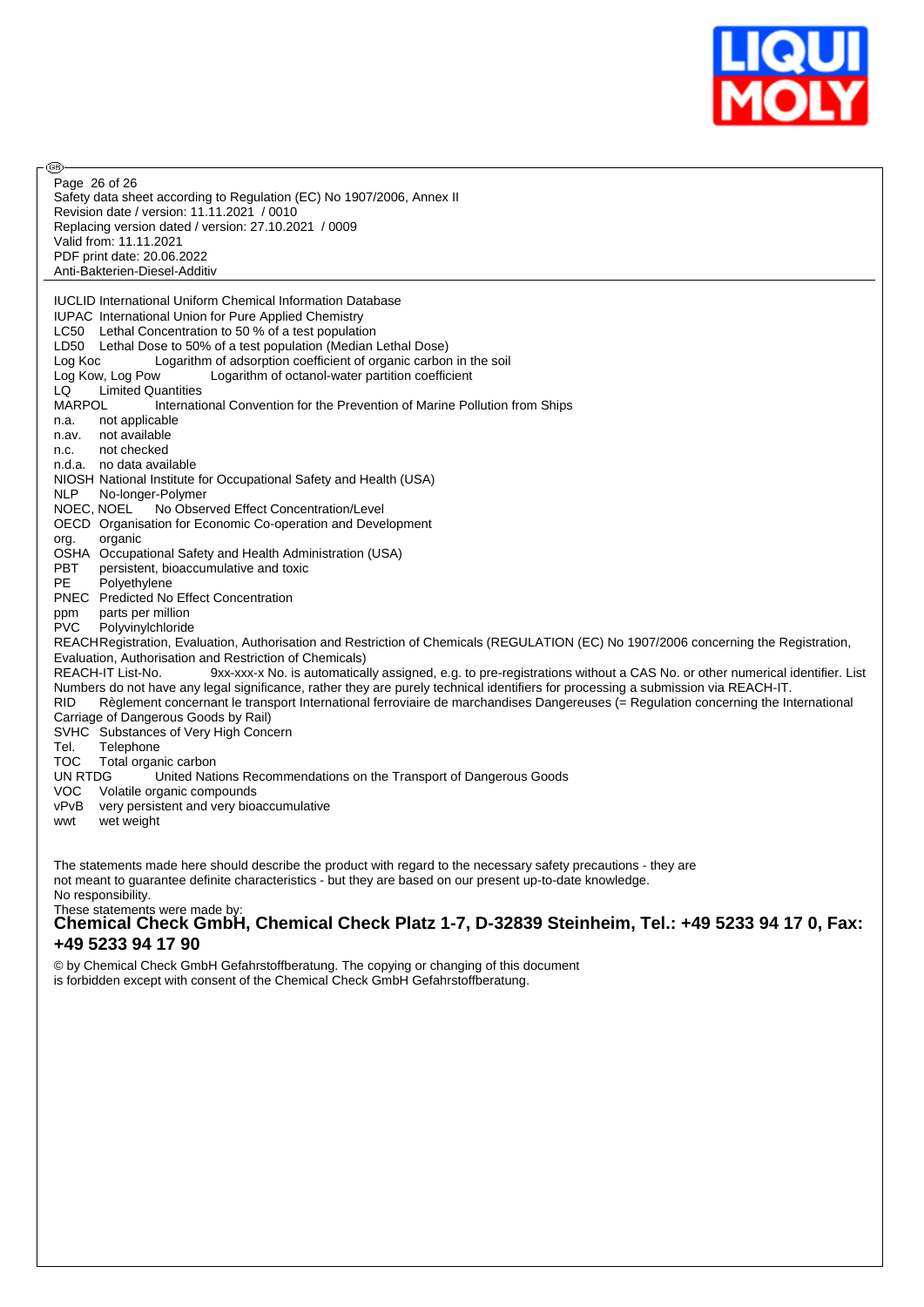Safety data sheet according to Regulation (EC) No 1907/2006, Annex II
Revision date / version: 11.11.2021 / 0010
Replacing version dated / version: 27.10.2021 / 0009
Valid from: 11.11.2021
PDF print date: 20.06.2022
Anti-Bakterien-Diesel-Additiv

IUCLID International Uniform Chemical Information Database
IUPAC International Union for Pure Applied Chemistry
LC50 Lethal Concentration to 50 % of a test population
LD50 Lethal Dose to 50% of a test population (Median Lethal Dose)
Log Koc Logarithm of adsorption coefficient of organic carbon in the soil
Log Kow, Log Pow Logarithm of octanol-water partition coefficient
LQ Limited Quantities
MARPOL International Convention for the Prevention of Marine Pollution from Ships
n.a. not applicable
n.av. not available
n.c. not checked
n.d.a. no data available
NIOSH National Institute for Occupational Safety and Health (USA)
NLP No-longer-Polymer
NOEC, NOEL No Observed Effect Concentration/Level
OECD Organisation for Economic Co-operation and Development
org. organic
OSHA Occupational Safety and Health Administration (USA)
PBT persistent, bioaccumulative and toxic
PE Polyethylene
PNEC Predicted No Effect Concentration
ppm parts per million
PVC Polyvinylchloride
REACH Registration, Evaluation, Authorisation and Restriction of Chemicals (REGULATION (EC) No 1907/2006 concerning the Registration, Evaluation, Authorisation and Restriction of Chemicals)
REACH-IT List-No. 9xx-xxx-x No. is automatically assigned, e.g. to pre-registrations without a CAS No. or other numerical identifier. List Numbers do not have any legal significance, rather they are purely technical identifiers for processing a submission via REACH-IT.
RID Règlement concernant le transport International ferroviaire de marchandises Dangereuses (= Regulation concerning the International Carriage of Dangerous Goods by Rail)
SVHC Substances of Very High Concern
Tel. Telephone
TOC Total organic carbon
UN RTDG United Nations Recommendations on the Transport of Dangerous Goods
VOC Volatile organic compounds
vPvB very persistent and very bioaccumulative
wwt wet weight

The statements made here should describe the product with regard to the necessary safety precautions - they are not meant to guarantee definite characteristics - but they are based on our present up-to-date knowledge.
No responsibility.
These statements were made by:

**Chemical Check GmbH, Chemical Check Platz 1-7, D-32839 Steinheim, Tel.: +49 5233 94 17 0, Fax: +49 5233 94 17 90**

© by Chemical Check GmbH Gefahrstoffberatung. The copying or changing of this document is forbidden except with consent of the Chemical Check GmbH Gefahrstoffberatung.